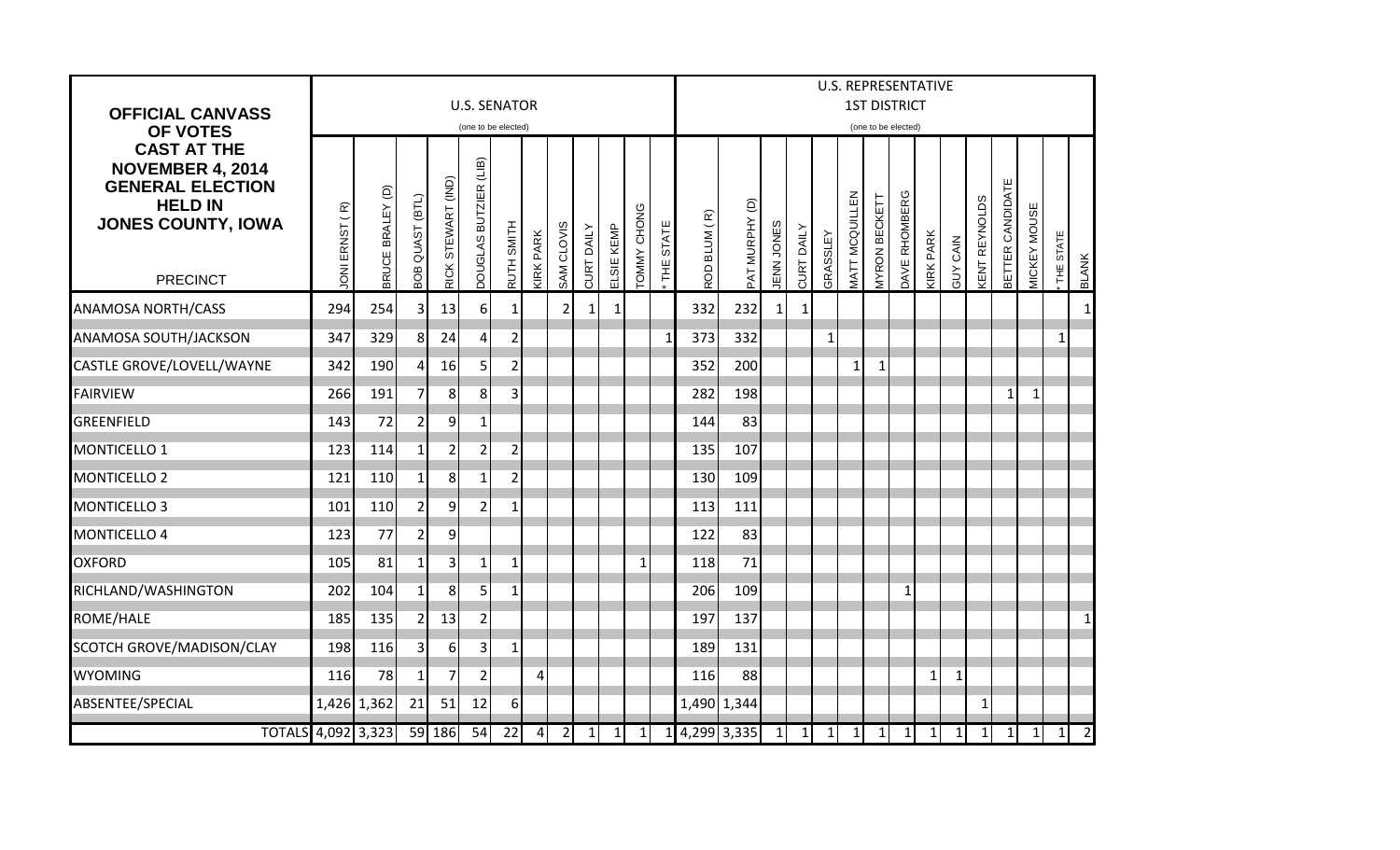# OFFICIAL CANVASS OF VOTES CAST AT THE NOVEMBER 4, 2014 GENERAL ELECTION HELD IN JONES COUNTY, IOWA

| | U.S. SENATOR (one to be elected) | | | | | | | | | | | | U.S. REPRESENTATIVE 1ST DISTRICT (one to be elected) | | | | | | | | | | | | | | |
|---|---|---|---|---|---|---|---|---|---|---|---|---|---|---|---|---|---|---|---|---|---|---|---|---|---|---|---|
| PRECINCT | JONI ERNST ( R) | BRUCE BRALEY (D) | BOB QUAST (BTL) | RICK STEWART (IND) | DOUGLAS BUTZIER (LIB) | RUTH SMITH | KIRK PARK | SAM CLOVIS | CURT DAILY | ELSIE KEMP | TOMMY CHONG | * THE STATE | ROD BLUM ( R) | PAT MURPHY (D) | JENN JONES | CURT DAILY | GRASSLEY | MATT MCQUILLEN | MYRON BECKETT | DAVE RHOMBERG | KIRK PARK | GUY CAIN | KENT REYNOLDS | BETTER CANDIDATE | MICKEY MOUSE | * THE STATE | BLANK |
| ANAMOSA NORTH/CASS | 294 | 254 | 3 | 13 | 6 | 1 | | 2 | 1 | 1 | | | 332 | 232 | 1 | 1 | | | | | | | | | | | 1 |
| ANAMOSA SOUTH/JACKSON | 347 | 329 | 8 | 24 | 4 | 2 | | | | | | 1 | 373 | 332 | | | 1 | | | | | | | | | 1 | |
| CASTLE GROVE/LOVELL/WAYNE | 342 | 190 | 4 | 16 | 5 | 2 | | | | | | | 352 | 200 | | | | 1 | 1 | | | | | | | | |
| FAIRVIEW | 266 | 191 | 7 | 8 | 8 | 3 | | | | | | | 282 | 198 | | | | | | | | | | 1 | 1 | | |
| GREENFIELD | 143 | 72 | 2 | 9 | 1 | | | | | | | | 144 | 83 | | | | | | | | | | | | | |
| MONTICELLO 1 | 123 | 114 | 1 | 2 | 2 | 2 | | | | | | | 135 | 107 | | | | | | | | | | | | | |
| MONTICELLO 2 | 121 | 110 | 1 | 8 | 1 | 2 | | | | | | | 130 | 109 | | | | | | | | | | | | | |
| MONTICELLO 3 | 101 | 110 | 2 | 9 | 2 | 1 | | | | | | | 113 | 111 | | | | | | | | | | | | | |
| MONTICELLO 4 | 123 | 77 | 2 | 9 | | | | | | | | | 122 | 83 | | | | | | | | | | | | | |
| OXFORD | 105 | 81 | 1 | 3 | 1 | 1 | | | | | 1 | | 118 | 71 | | | | | | | | | | | | | |
| RICHLAND/WASHINGTON | 202 | 104 | 1 | 8 | 5 | 1 | | | | | | | 206 | 109 | | | | | | 1 | | | | | | | |
| ROME/HALE | 185 | 135 | 2 | 13 | 2 | | | | | | | | 197 | 137 | | | | | | | | | | | | | 1 |
| SCOTCH GROVE/MADISON/CLAY | 198 | 116 | 3 | 6 | 3 | 1 | | | | | | | 189 | 131 | | | | | | | | | | | | | |
| WYOMING | 116 | 78 | 1 | 7 | 2 | | 4 | | | | | | 116 | 88 | | | | | | | 1 | 1 | | | | | |
| ABSENTEE/SPECIAL | 1,426 | 1,362 | 21 | 51 | 12 | 6 | | | | | | | 1,490 | 1,344 | | | | | | | | | 1 | | | | |
| TOTALS | 4,092 | 3,323 | 59 | 186 | 54 | 22 | 4 | 2 | 1 | 1 | 1 | 1 | 4,299 | 3,335 | 1 | 1 | 1 | 1 | 1 | 1 | 1 | 1 | 1 | 1 | 1 | 1 | 2 |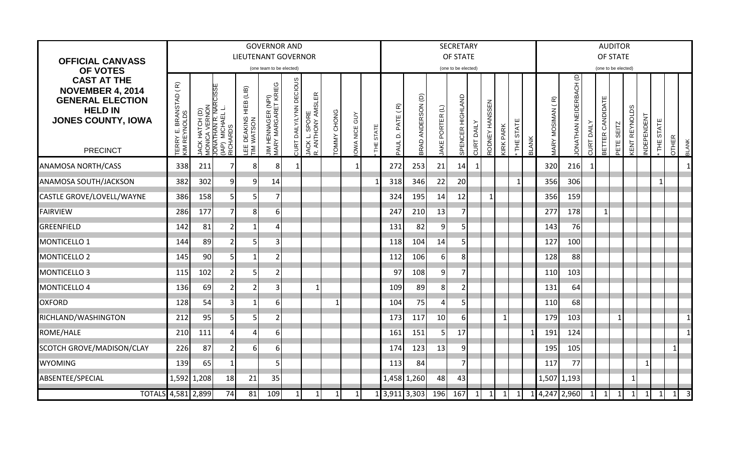| OFFICIAL CANVASS OF VOTES CAST AT THE NOVEMBER 4, 2014 GENERAL ELECTION HELD IN JONES COUNTY, IOWA | GOVERNOR AND LIEUTENANT GOVERNOR (one team to be elected) | | | | | | | | | | SECRETARY OF STATE (one to be elected) | | | | | | | | | AUDITOR OF STATE (one to be elected) | | | | | | | | | |
|---|---|---|---|---|---|---|---|---|---|---|---|---|---|---|---|---|---|---|---|---|---|---|---|---|---|---|---|---|---|
| PRECINCT | TERRY E. BRANSTAD ( R) KIM REYNOLDS | JACK HATCH (D) MONICA VERNON | JONATHAN R. NARCISSE (IAP) MICHAEL L. RICHARDS | LEE DEAKINS HIEB (LIB) TIM WATSON | JIM HENNAGER (NPI) MARY MARGARET KRIEG | CURT DAILY/LYNN DECIOUS | JACK L. SPORE R. ANTHONY AMSLER | TOMMY CHONG | IOWA NICE GUY | * THE STATE | PAUL D. PATE ( R) | BRAD ANDERSON (D) | JAKE PORTER (L) | SPENCER HIGHLAND | CURT DAILY | RODNEY HANSSEN | KIRK PARK | * THE STATE | BLANK | MARY MOSIMAN ( R) | JONATHAN NEIDERBACH (D | CURT DAILY | BETTER CANDIDATE | PETE SEITZ | KENT REYNOLDS | INDEPENDENT | * THE STATE | OTHER | BLANK |
| ANAMOSA NORTH/CASS | 338 | 211 | 7 | 8 | 8 | 1 | | | 1 | | 272 | 253 | 21 | 14 | 1 | | | | | 320 | 216 | 1 | | | | | | | 1 |
| ANAMOSA SOUTH/JACKSON | 382 | 302 | 9 | 9 | 14 | | | | | 1 | 318 | 346 | 22 | 20 | | | | 1 | | 356 | 306 | | | | | | 1 | | |
| CASTLE GROVE/LOVELL/WAYNE | 386 | 158 | 5 | 5 | 7 | | | | | | 324 | 195 | 14 | 12 | | 1 | | | | 356 | 159 | | | | | | | | |
| FAIRVIEW | 286 | 177 | 7 | 8 | 6 | | | | | | 247 | 210 | 13 | 7 | | | | | | 277 | 178 | | 1 | | | | | | |
| GREENFIELD | 142 | 81 | 2 | 1 | 4 | | | | | | 131 | 82 | 9 | 5 | | | | | | 143 | 76 | | | | | | | | |
| MONTICELLO 1 | 144 | 89 | 2 | 5 | 3 | | | | | | 118 | 104 | 14 | 5 | | | | | | 127 | 100 | | | | | | | | |
| MONTICELLO 2 | 145 | 90 | 5 | 1 | 2 | | | | | | 112 | 106 | 6 | 8 | | | | | | 128 | 88 | | | | | | | | |
| MONTICELLO 3 | 115 | 102 | 2 | 5 | 2 | | | | | | 97 | 108 | 9 | 7 | | | | | | 110 | 103 | | | | | | | | |
| MONTICELLO 4 | 136 | 69 | 2 | 2 | 3 | | 1 | | | | 109 | 89 | 8 | 2 | | | | | | 131 | 64 | | | | | | | | |
| OXFORD | 128 | 54 | 3 | 1 | 6 | | | 1 | | | 104 | 75 | 4 | 5 | | | | | | 110 | 68 | | | | | | | | |
| RICHLAND/WASHINGTON | 212 | 95 | 5 | 5 | 2 | | | | | | 173 | 117 | 10 | 6 | | | 1 | | | 179 | 103 | | | 1 | | | | | 1 |
| ROME/HALE | 210 | 111 | 4 | 4 | 6 | | | | | | 161 | 151 | 5 | 17 | | | | | 1 | 191 | 124 | | | | | | | | 1 |
| SCOTCH GROVE/MADISON/CLAY | 226 | 87 | 2 | 6 | 6 | | | | | | 174 | 123 | 13 | 9 | | | | | | 195 | 105 | | | | | | | 1 | |
| WYOMING | 139 | 65 | 1 | | 5 | | | | | | 113 | 84 | | 7 | | | | | | 117 | 77 | | | | | 1 | | | |
| ABSENTEE/SPECIAL | 1,592 | 1,208 | 18 | 21 | 35 | | | | | | 1,458 | 1,260 | 48 | 43 | | | | | | 1,507 | 1,193 | | | | 1 | | | | |
| TOTALS | 4,581 | 2,899 | 74 | 81 | 109 | 1 | 1 | 1 | 1 | 1 | 3,911 | 3,303 | 196 | 167 | 1 | 1 | 1 | 1 | 1 | 4,247 | 2,960 | 1 | 1 | 1 | 1 | 1 | 1 | 1 | 3 |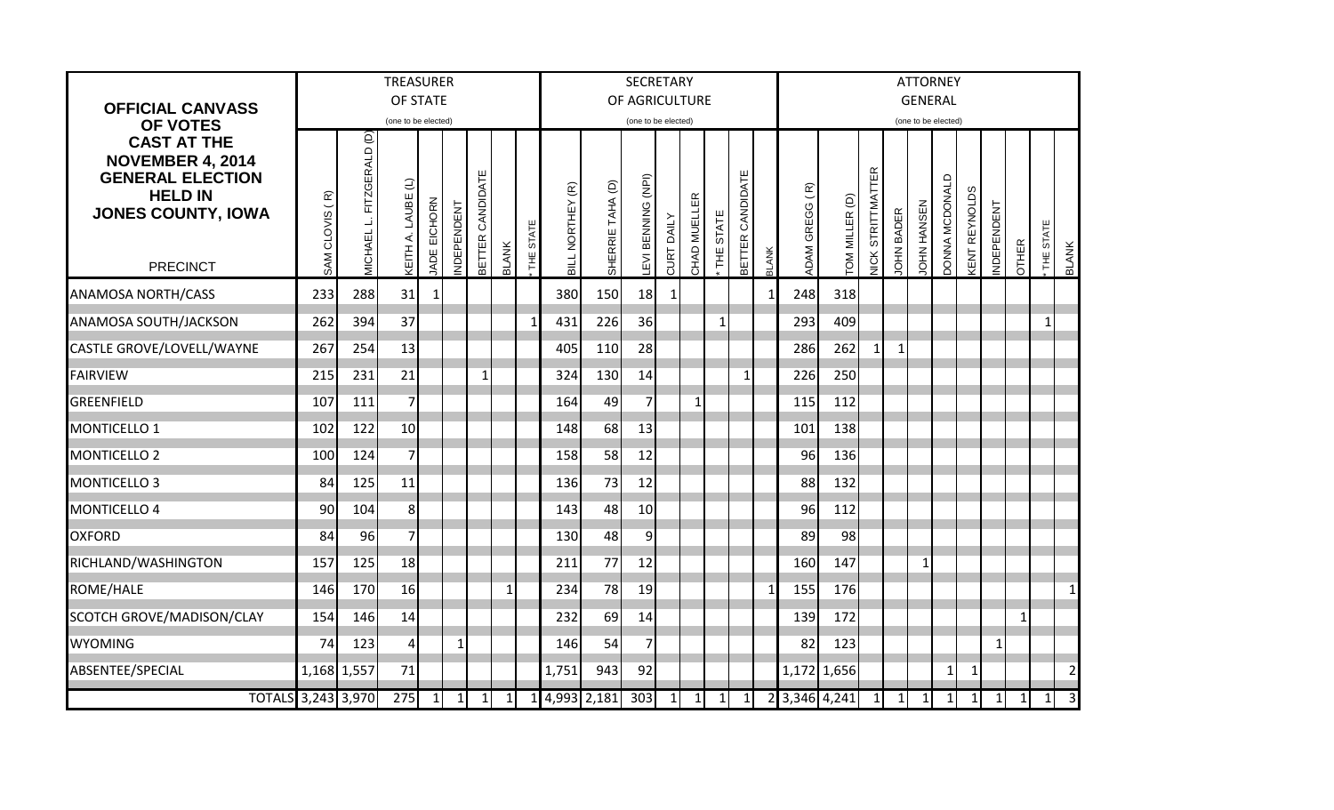| OFFICIAL CANVASS OF VOTES CAST AT THE NOVEMBER 4, 2014 GENERAL ELECTION HELD IN JONES COUNTY, IOWA | TREASURER OF STATE (one to be elected) | | | | | | | | SECRETARY OF AGRICULTURE (one to be elected) | | | | | | | | ATTORNEY GENERAL (one to be elected) | | | | | | | | | | |
|---|---|---|---|---|---|---|---|---|---|---|---|---|---|---|---|---|---|---|---|---|---|---|---|---|---|---|---|
| PRECINCT | SAM CLOVIS ( R) | MICHAEL L. FITZGERALD (D) | KEITH A. LAUBE (L) | JADE EICHORN | INDEPENDENT | BETTER CANDIDATE | BLANK | * THE STATE | BILL NORTHEY (R) | SHERRIE TAHA (D) | LEVI BENNING (NPI) | CURT DAILY | CHAD MUELLER | * THE STATE | BETTER CANDIDATE | BLANK | ADAM GREGG ( R) | TOM MILLER (D) | NICK STRITTMATTER | JOHN BADER | JOHN HANSEN | DONNA MCDONALD | KENT REYNOLDS | INDEPENDENT | OTHER | * THE STATE | BLANK |
| ANAMOSA NORTH/CASS | 233 | 288 | 31 | 1 | | | | | 380 | 150 | 18 | 1 | | | | 1 | 248 | 318 | | | | | | | | | |
| ANAMOSA SOUTH/JACKSON | 262 | 394 | 37 | | | | | 1 | 431 | 226 | 36 | | | 1 | | | 293 | 409 | | | | | | | | 1 | |
| CASTLE GROVE/LOVELL/WAYNE | 267 | 254 | 13 | | | | | | 405 | 110 | 28 | | | | | | 286 | 262 | 1 | 1 | | | | | | | |
| FAIRVIEW | 215 | 231 | 21 | | | 1 | | | 324 | 130 | 14 | | | | 1 | | 226 | 250 | | | | | | | | | |
| GREENFIELD | 107 | 111 | 7 | | | | | | 164 | 49 | 7 | | 1 | | | | 115 | 112 | | | | | | | | | |
| MONTICELLO 1 | 102 | 122 | 10 | | | | | | 148 | 68 | 13 | | | | | | 101 | 138 | | | | | | | | | |
| MONTICELLO 2 | 100 | 124 | 7 | | | | | | 158 | 58 | 12 | | | | | | 96 | 136 | | | | | | | | | |
| MONTICELLO 3 | 84 | 125 | 11 | | | | | | 136 | 73 | 12 | | | | | | 88 | 132 | | | | | | | | | |
| MONTICELLO 4 | 90 | 104 | 8 | | | | | | 143 | 48 | 10 | | | | | | 96 | 112 | | | | | | | | | |
| OXFORD | 84 | 96 | 7 | | | | | | 130 | 48 | 9 | | | | | | 89 | 98 | | | | | | | | | |
| RICHLAND/WASHINGTON | 157 | 125 | 18 | | | | | | 211 | 77 | 12 | | | | | | 160 | 147 | | | 1 | | | | | | |
| ROME/HALE | 146 | 170 | 16 | | | | 1 | | 234 | 78 | 19 | | | | | 1 | 155 | 176 | | | | | | | | | 1 |
| SCOTCH GROVE/MADISON/CLAY | 154 | 146 | 14 | | | | | | 232 | 69 | 14 | | | | | | 139 | 172 | | | | | | | 1 | | |
| WYOMING | 74 | 123 | 4 | | 1 | | | | 146 | 54 | 7 | | | | | | 82 | 123 | | | | | | 1 | | | |
| ABSENTEE/SPECIAL | 1,168 | 1,557 | 71 | | | | | | 1,751 | 943 | 92 | | | | | | 1,172 | 1,656 | | | | 1 | 1 | | | | 2 |
| TOTALS | 3,243 | 3,970 | 275 | 1 | 1 | 1 | 1 | 1 | 4,993 | 2,181 | 303 | 1 | 1 | 1 | 1 | 2 | 3,346 | 4,241 | 1 | 1 | 1 | 1 | 1 | 1 | 1 | 1 | 3 |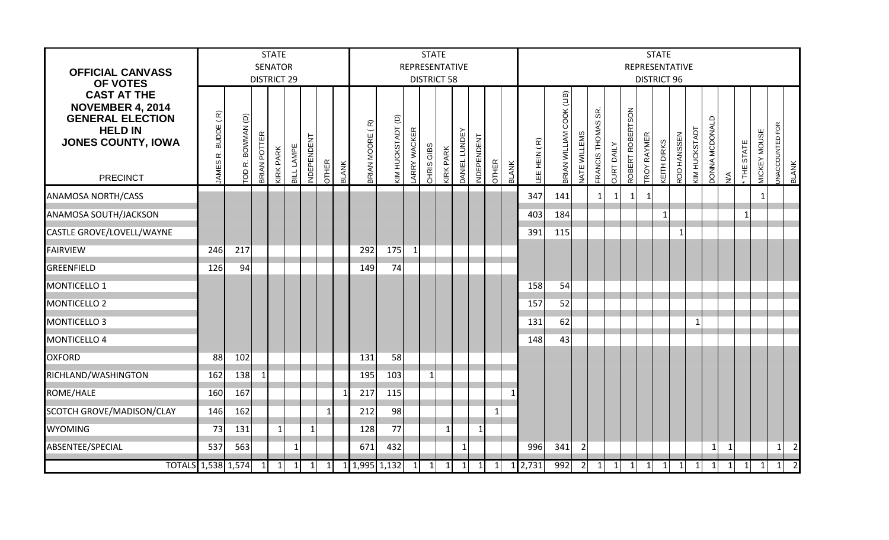# OFFICIAL CANVASS OF VOTES CAST AT THE NOVEMBER 4, 2014 GENERAL ELECTION HELD IN JONES COUNTY, IOWA

| PRECINCT | STATE SENATOR DISTRICT 29 | | | | | | | | STATE REPRESENTATIVE DISTRICT 58 | | | | | | | | | STATE REPRESENTATIVE DISTRICT 96 | | | | | | | | | | | | | | | |
|---|---|---|---|---|---|---|---|---|---|---|---|---|---|---|---|---|---|---|---|---|---|---|---|---|---|---|---|---|---|---|---|---|---|
| | JAMES R. BUDDE (R) | TOD R. BOWMAN (D) | BRIAN POTTER | KIRK PARK | BILL LAMPE | INDEPENDENT | OTHER | BLANK | BRIAN MOORE (R) | KIM HUCKSTADT (D) | LARRY WACKER | CHRIS GIBS | KIRK PARK | DANIEL LUNDEY | INDEPENDENT | OTHER | BLANK | LEE HEIN (R) | BRIAN WILLIAM COOK (LIB) | NATE WILLEMS | FRANCIS THOMAS SR. | CURT DAILY | ROBERT ROBERTSON | TROY RAYMER | KEITH DIRKS | ROD HANSSEN | KIM HUCKSTADT | DONNA MCDONALD | N/A | * THE STATE | MICKEY MOUSE | UNACCOUNTED FOR | BLANK |
| ANAMOSA NORTH/CASS | | | | | | | | | | | | | | | | | | 347 | 141 | | 1 | 1 | 1 | 1 | | | | | | | 1 | | |
| ANAMOSA SOUTH/JACKSON | | | | | | | | | | | | | | | | | | 403 | 184 | | | | | | 1 | | | | | 1 | | | |
| CASTLE GROVE/LOVELL/WAYNE | | | | | | | | | | | | | | | | | | 391 | 115 | | | | | | | 1 | | | | | | | |
| FAIRVIEW | 246 | 217 | | | | | | | 292 | 175 | 1 | | | | | | | | | | | | | | | | | | | | | | |
| GREENFIELD | 126 | 94 | | | | | | | 149 | 74 | | | | | | | | | | | | | | | | | | | | | | | |
| MONTICELLO 1 | | | | | | | | | | | | | | | | | | 158 | 54 | | | | | | | | | | | | | | |
| MONTICELLO 2 | | | | | | | | | | | | | | | | | | 157 | 52 | | | | | | | | | | | | | | |
| MONTICELLO 3 | | | | | | | | | | | | | | | | | | 131 | 62 | | | | | | | | 1 | | | | | | |
| MONTICELLO 4 | | | | | | | | | | | | | | | | | | 148 | 43 | | | | | | | | | | | | | | |
| OXFORD | 88 | 102 | | | | | | | 131 | 58 | | | | | | | | | | | | | | | | | | | | | | | |
| RICHLAND/WASHINGTON | 162 | 138 | 1 | | | | | | 195 | 103 | | 1 | | | | | | | | | | | | | | | | | | | | | |
| ROME/HALE | 160 | 167 | | | | | | 1 | 217 | 115 | | | | | | | 1 | | | | | | | | | | | | | | | | |
| SCOTCH GROVE/MADISON/CLAY | 146 | 162 | | | | | 1 | | 212 | 98 | | | | | | 1 | | | | | | | | | | | | | | | | | |
| WYOMING | 73 | 131 | | 1 | | 1 | | | 128 | 77 | | | 1 | | 1 | | | | | | | | | | | | | | | | | | |
| ABSENTEE/SPECIAL | 537 | 563 | | | 1 | | | | 671 | 432 | | | | 1 | | | | 996 | 341 | 2 | | | | | | | | 1 | 1 | | | 1 | 2 |
| TOTALS | 1,538 | 1,574 | 1 | 1 | 1 | 1 | 1 | 1 | 1,995 | 1,132 | 1 | 1 | 1 | 1 | 1 | 1 | 1 | 2,731 | 992 | 2 | 1 | 1 | 1 | 1 | 1 | 1 | 1 | 1 | 1 | 1 | 1 | 1 | 2 |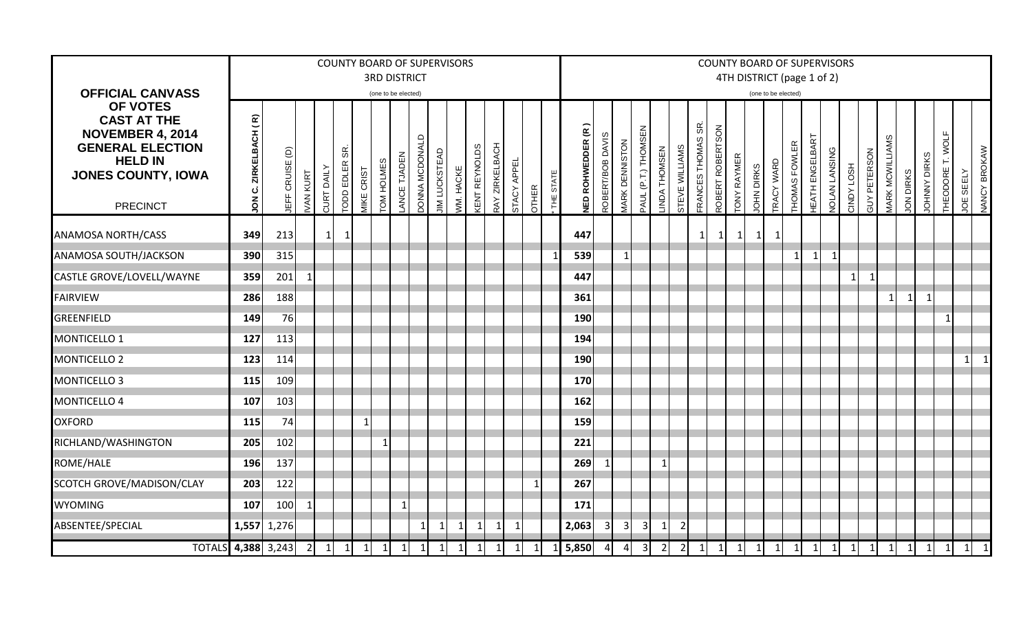| OFFICIAL CANVASS OF VOTES CAST AT THE NOVEMBER 4, 2014 GENERAL ELECTION HELD IN JONES COUNTY, IOWA | COUNTY BOARD OF SUPERVISORS 3RD DISTRICT (one to be elected) | | | | | | | | | | | | | | | | COUNTY BOARD OF SUPERVISORS 4TH DISTRICT (page 1 of 2) (one to be elected) | | | | | | | | | | | | | | | | | | | | | |
|---|---|---|---|---|---|---|---|---|---|---|---|---|---|---|---|---|---|---|---|---|---|---|---|---|---|---|---|---|---|---|---|---|---|---|---|---|---|---|
| PRECINCT | JON C. ZIRKELBACH (R) | JEFF CRUISE (D) | IVAN KURT | CURT DAILY | TODD EDLER SR. | MIKE CRIST | TOM HOLMES | LANCE TJADEN | DONNA MCDONALD | JIM LUCKSTEAD | WM. HACKE | KENT REYNOLDS | RAY ZIRKELBACH | STACY APPEL | OTHER | * THE STATE | NED ROHWEDDER (R) | ROBERT/BOB DAVIS | MARK DENNISTON | PAUL (P.T.) THOMSEN | LINDA THOMSEN | STEVE WILLIAMS | FRANCES THOMAS SR. | ROBERT ROBERTSON | TONY RAYMER | JOHN DIRKS | TRACY WARD | THOMAS FOWLER | HEATH ENGELBART | NOLAN LANSING | CINDY LOSH | GUY PETERSON | MARK MCWILLIAMS | JON DIRKS | JOHNNY DIRKS | THEODORE T. WOLF | JOE SEELY | NANCY BROKAW |
| ANAMOSA NORTH/CASS | **349** | 213 | | 1 | 1 | | | | | | | | | | | | **447** | | | | | | 1 | 1 | 1 | 1 | 1 | | | | | | | | | | | |
| ANAMOSA SOUTH/JACKSON | **390** | 315 | | | | | | | | | | | | | | 1 | **539** | | 1 | | | | | | | | | 1 | 1 | 1 | | | | | | | | |
| CASTLE GROVE/LOVELL/WAYNE | **359** | 201 | 1 | | | | | | | | | | | | | | **447** | | | | | | | | | | | | | | 1 | 1 | | | | | | |
| FAIRVIEW | **286** | 188 | | | | | | | | | | | | | | | **361** | | | | | | | | | | | | | | | | 1 | 1 | 1 | | | |
| GREENFIELD | **149** | 76 | | | | | | | | | | | | | | | **190** | | | | | | | | | | | | | | | | | | | 1 | | |
| MONTICELLO 1 | **127** | 113 | | | | | | | | | | | | | | | **194** | | | | | | | | | | | | | | | | | | | | | |
| MONTICELLO 2 | **123** | 114 | | | | | | | | | | | | | | | **190** | | | | | | | | | | | | | | | | | | | | 1 | 1 |
| MONTICELLO 3 | **115** | 109 | | | | | | | | | | | | | | | **170** | | | | | | | | | | | | | | | | | | | | | |
| MONTICELLO 4 | **107** | 103 | | | | | | | | | | | | | | | **162** | | | | | | | | | | | | | | | | | | | | | |
| OXFORD | **115** | 74 | | | | 1 | | | | | | | | | | | **159** | | | | | | | | | | | | | | | | | | | | | |
| RICHLAND/WASHINGTON | **205** | 102 | | | | | 1 | | | | | | | | | | **221** | | | | | | | | | | | | | | | | | | | | | |
| ROME/HALE | **196** | 137 | | | | | | | | | | | | | | | **269** | 1 | | | 1 | | | | | | | | | | | | | | | | | |
| SCOTCH GROVE/MADISON/CLAY | **203** | 122 | | | | | | | | | | | | | 1 | | **267** | | | | | | | | | | | | | | | | | | | | | |
| WYOMING | **107** | 100 | 1 | | | | | 1 | | | | | | | | | **171** | | | | | | | | | | | | | | | | | | | | | |
| ABSENTEE/SPECIAL | **1,557** | 1,276 | | | | | | | 1 | 1 | 1 | 1 | 1 | 1 | | | **2,063** | 3 | 3 | 3 | 1 | 2 | | | | | | | | | | | | | | | | |
| TOTALS | **4,388** | 3,243 | 2 | 1 | 1 | 1 | 1 | 1 | 1 | 1 | 1 | 1 | 1 | 1 | 1 | 1 | **5,850** | 4 | 4 | 3 | 2 | 2 | 1 | 1 | 1 | 1 | 1 | 1 | 1 | 1 | 1 | 1 | 1 | 1 | 1 | 1 | 1 | 1 |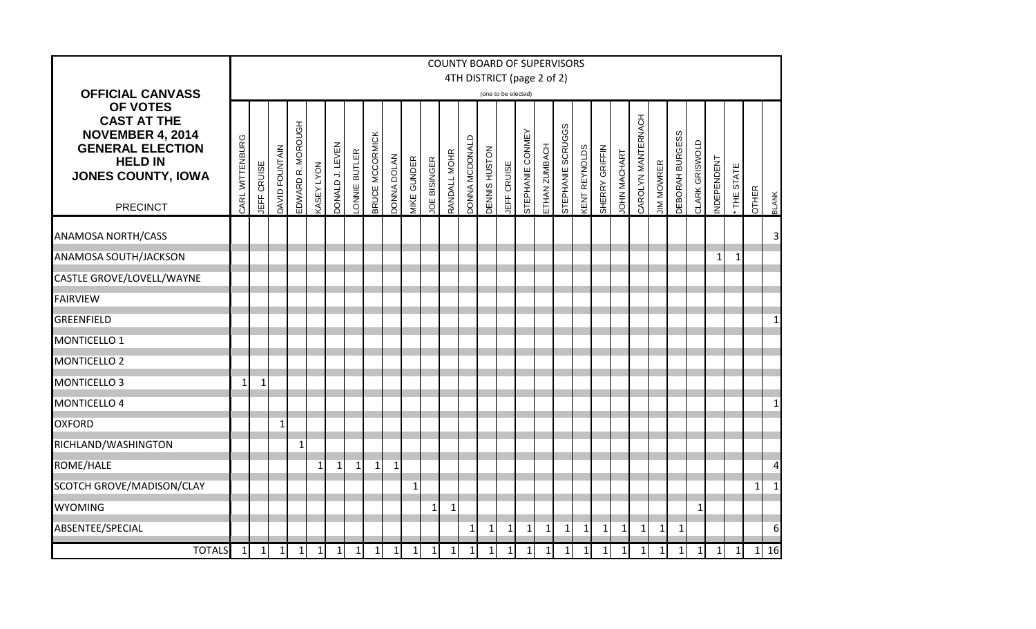# OFFICIAL CANVASS OF VOTES CAST AT THE NOVEMBER 4, 2014 GENERAL ELECTION HELD IN JONES COUNTY, IOWA

## COUNTY BOARD OF SUPERVISORS
### 4TH DISTRICT (page 2 of 2)
(one to be elected)

| PRECINCT | CARL WITTENBURG | JEFF CRUISE | DAVID FOUNTAIN | EDWARD R. MOROUGH | KASEY LYON | DONALD J. LEVEN | LONNIE BUTLER | BRUCE MCCORMICK | DONNA DOLAN | MIKE GUNDER | JOE BISINGER | RANDALL MOHR | DONNA MCDONALD | DENNIS HUSTON | JEFF CRUISE | STEPHANIE CONMEY | ETHAN ZUMBACH | STEPHANIE SCRUGGS | KENT REYNOLDS | SHERRY GRIFFIN | JOHN MACHART | CAROLYN MANTERNACH | JIM MOWRER | DEBORAH BURGESS | CLARK GRISWOLD | INDEPENDENT | * THE STATE | OTHER | BLANK |
|---|---|---|---|---|---|---|---|---|---|---|---|---|---|---|---|---|---|---|---|---|---|---|---|---|---|---|---|---|---|
| ANAMOSA NORTH/CASS | | | | | | | | | | | | | | | | | | | | | | | | | | | | | 3 |
| ANAMOSA SOUTH/JACKSON | | | | | | | | | | | | | | | | | | | | | | | | | | 1 | 1 | | |
| CASTLE GROVE/LOVELL/WAYNE | | | | | | | | | | | | | | | | | | | | | | | | | | | | | |
| FAIRVIEW | | | | | | | | | | | | | | | | | | | | | | | | | | | | | |
| GREENFIELD | | | | | | | | | | | | | | | | | | | | | | | | | | | | | 1 |
| MONTICELLO 1 | | | | | | | | | | | | | | | | | | | | | | | | | | | | | |
| MONTICELLO 2 | | | | | | | | | | | | | | | | | | | | | | | | | | | | | |
| MONTICELLO 3 | 1 | 1 | | | | | | | | | | | | | | | | | | | | | | | | | | | |
| MONTICELLO 4 | | | | | | | | | | | | | | | | | | | | | | | | | | | | | 1 |
| OXFORD | | | 1 | | | | | | | | | | | | | | | | | | | | | | | | | | |
| RICHLAND/WASHINGTON | | | | 1 | | | | | | | | | | | | | | | | | | | | | | | | | |
| ROME/HALE | | | | | 1 | 1 | 1 | 1 | 1 | | | | | | | | | | | | | | | | | | | | 4 |
| SCOTCH GROVE/MADISON/CLAY | | | | | | | | | | 1 | | | | | | | | | | | | | | | | | | 1 | 1 |
| WYOMING | | | | | | | | | | | 1 | 1 | | | | | | | | | | | | | 1 | | | | |
| ABSENTEE/SPECIAL | | | | | | | | | | | | | 1 | 1 | 1 | 1 | 1 | 1 | 1 | 1 | 1 | 1 | 1 | 1 | | | | | 6 |
| TOTALS | 1 | 1 | 1 | 1 | 1 | 1 | 1 | 1 | 1 | 1 | 1 | 1 | 1 | 1 | 1 | 1 | 1 | 1 | 1 | 1 | 1 | 1 | 1 | 1 | 1 | 1 | 1 | 1 | 16 |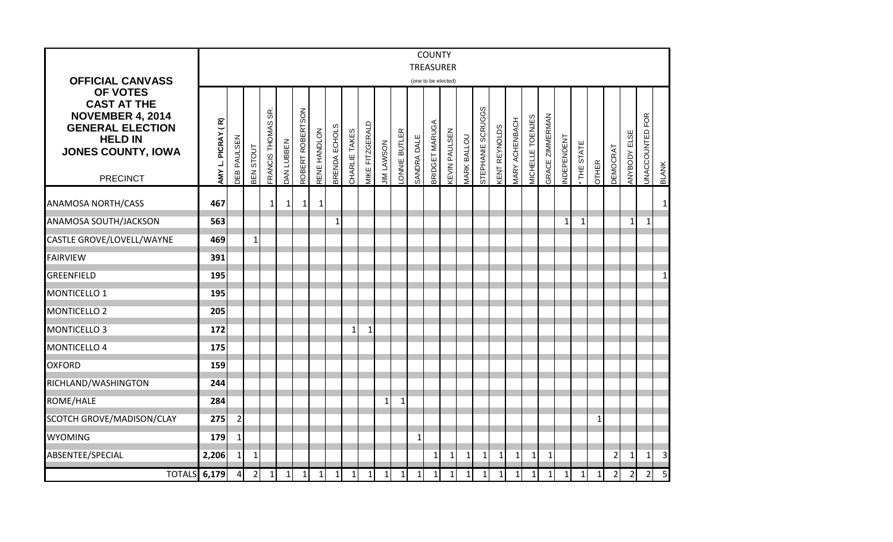**OFFICIAL CANVASS OF VOTES CAST AT THE NOVEMBER 4, 2014 GENERAL ELECTION HELD IN JONES COUNTY, IOWA**

| | COUNTY TREASURER (one to be elected) | | | | | | | | | | | | | | | | | | | | | | | | | | | |
|---|---|---|---|---|---|---|---|---|---|---|---|---|---|---|---|---|---|---|---|---|---|---|---|---|---|---|---|---|
| PRECINCT | AMY L. PICRAY (R) | DEB PAULSEN | BEN STOUT | FRANCIS THOMAS SR. | DAN LUBBEN | ROBERT ROBERTSON | RENE HANDLON | BRENDA ECHOLS | CHARLIE TAKES | MIKE FITZGERALD | JIM LAWSON | LONNIE BUTLER | SANDRA DALE | BRIDGET MARUGA | KEVIN PAULSEN | MARK BALLOU | STEPHANIE SCRUGGS | KENT REYNOLDS | MARY ACHENBACH | MICHELLE TOENJES | GRACE ZIMMERMAN | INDEPENDENT | * THE STATE | OTHER | DEMOCRAT | ANYBODY ELSE | UNACCOUNTED FOR | BLANK |
| ANAMOSA NORTH/CASS | 467 | | | 1 | 1 | 1 | 1 | | | | | | | | | | | | | | | | | | | | | 1 |
| ANAMOSA SOUTH/JACKSON | 563 | | | | | | | 1 | | | | | | | | | | | | | | 1 | 1 | | | 1 | 1 | |
| CASTLE GROVE/LOVELL/WAYNE | 469 | | 1 | | | | | | | | | | | | | | | | | | | | | | | | | |
| FAIRVIEW | 391 | | | | | | | | | | | | | | | | | | | | | | | | | | | |
| GREENFIELD | 195 | | | | | | | | | | | | | | | | | | | | | | | | | | | 1 |
| MONTICELLO 1 | 195 | | | | | | | | | | | | | | | | | | | | | | | | | | | |
| MONTICELLO 2 | 205 | | | | | | | | | | | | | | | | | | | | | | | | | | | |
| MONTICELLO 3 | 172 | | | | | | | | 1 | 1 | | | | | | | | | | | | | | | | | | |
| MONTICELLO 4 | 175 | | | | | | | | | | | | | | | | | | | | | | | | | | | |
| OXFORD | 159 | | | | | | | | | | | | | | | | | | | | | | | | | | | |
| RICHLAND/WASHINGTON | 244 | | | | | | | | | | | | | | | | | | | | | | | | | | | |
| ROME/HALE | 284 | | | | | | | | | | 1 | 1 | | | | | | | | | | | | | | | | |
| SCOTCH GROVE/MADISON/CLAY | 275 | 2 | | | | | | | | | | | | | | | | | | | | | | 1 | | | | |
| WYOMING | 179 | 1 | | | | | | | | | | | 1 | | | | | | | | | | | | | | | |
| ABSENTEE/SPECIAL | 2,206 | 1 | 1 | | | | | | | | | | | 1 | 1 | 1 | 1 | 1 | 1 | 1 | 1 | | | | 2 | 1 | 1 | 3 |
| TOTALS | 6,179 | 4 | 2 | 1 | 1 | 1 | 1 | 1 | 1 | 1 | 1 | 1 | 1 | 1 | 1 | 1 | 1 | 1 | 1 | 1 | 1 | 1 | 1 | 1 | 2 | 2 | 2 | 5 |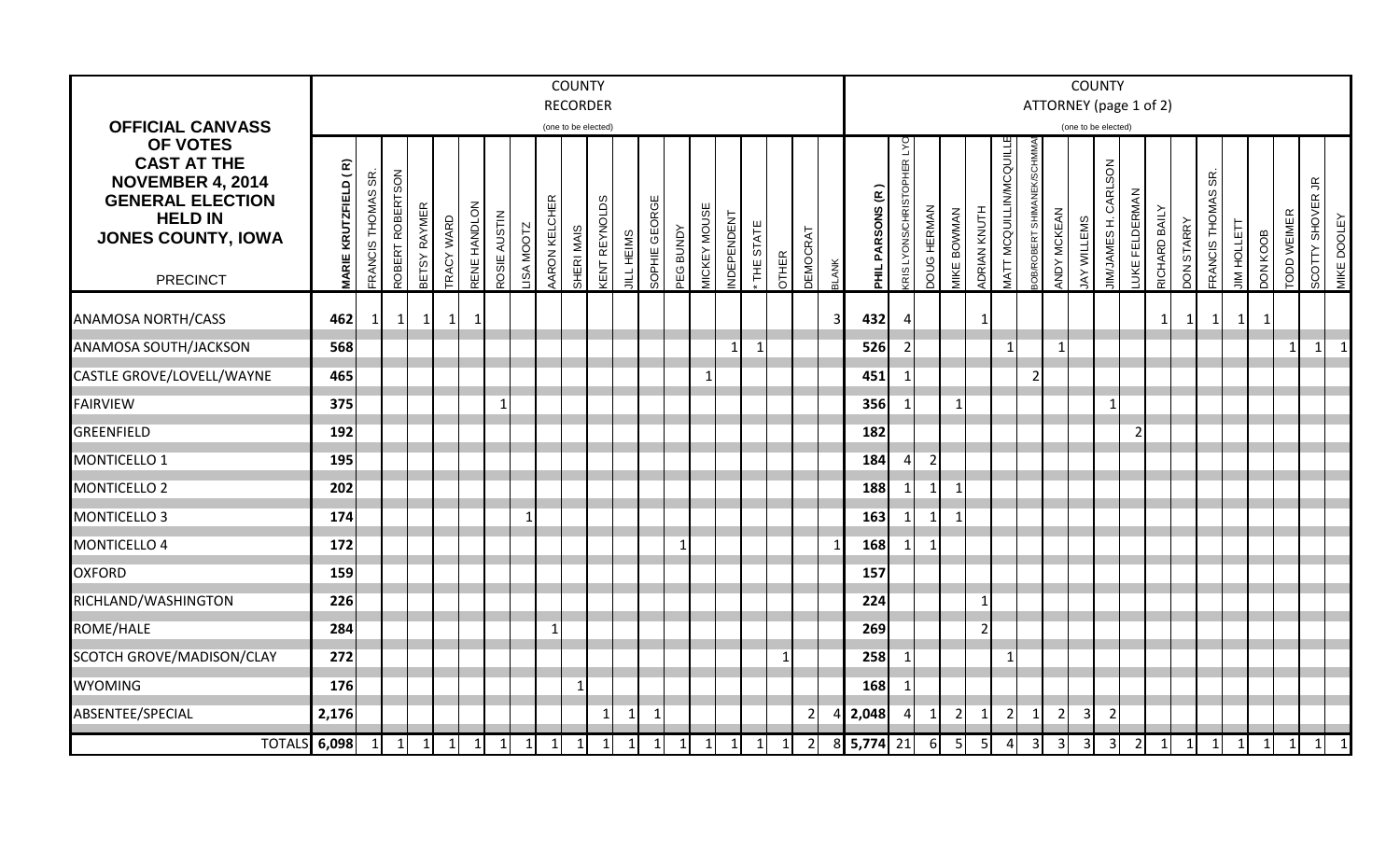# OFFICIAL CANVASS OF VOTES CAST AT THE NOVEMBER 4, 2014 GENERAL ELECTION HELD IN JONES COUNTY, IOWA

| | COUNTY RECORDER (one to be elected) | | | | | | | | | | | | | | | | | | | | COUNTY ATTORNEY (page 1 of 2) (one to be elected) | | | | | | | | | | | | | | | | | | |
|---|---|---|---|---|---|---|---|---|---|---|---|---|---|---|---|---|---|---|---|---|---|---|---|---|---|---|---|---|---|---|---|---|---|---|---|---|---|---|---|
| PRECINCT | MARIE KRUTZFIELD (R) | FRANCIS THOMAS SR. | ROBERT ROBERTSON | BETSY RAYMER | TRACY WARD | RENE HANDLON | ROSIE AUSTIN | LISA MOOTZ | AARON KELCHER | SHERI MAIS | KENT REYNOLDS | JILL HEIMS | SOPHIE GEORGE | PEG BUNDY | MICKEY MOUSE | INDEPENDENT | * THE STATE | OTHER | DEMOCRAT | BLANK | PHIL PARSONS (R) | KRIS LYONS/CHRISTOPHER LYO | DOUG HERMAN | MIKE BOWMAN | ADRIAN KNUTH | MATT MCQUILLIN/MCQUILLE | BOB/ROBERT SHIMANEK/SCHIMMA | ANDY MCKEAN | JAY WILLEMS | JIM/JAMES H. CARLSON | LUKE FELDERMAN | RICHARD BAILY | DON STARRY | FRANCIS THOMAS SR. | JIM HOLLETT | DON KOOB | TODD WEIMER | SCOTTY SHOVER JR | MIKE DOOLEY |
| ANAMOSA NORTH/CASS | 462 | 1 | 1 | 1 | 1 | 1 | | | | | | | | | | | | | | 3 | 432 | 4 | | | 1 | | | | | | | 1 | 1 | 1 | 1 | 1 | | | |
| ANAMOSA SOUTH/JACKSON | 568 | | | | | | | | | | | | | | | 1 | 1 | | | | 526 | 2 | | | | 1 | | 1 | | | | | | | | | 1 | 1 | 1 |
| CASTLE GROVE/LOVELL/WAYNE | 465 | | | | | | | | | | | | | | 1 | | | | | | 451 | 1 | | | | | 2 | | | | | | | | | | | | |
| FAIRVIEW | 375 | | | | | | 1 | | | | | | | | | | | | | | 356 | 1 | | 1 | | | | | | 1 | | | | | | | | | |
| GREENFIELD | 192 | | | | | | | | | | | | | | | | | | | | 182 | | | | | | | | | | 2 | | | | | | | | |
| MONTICELLO 1 | 195 | | | | | | | | | | | | | | | | | | | | 184 | 4 | 2 | | | | | | | | | | | | | | | | |
| MONTICELLO 2 | 202 | | | | | | | | | | | | | | | | | | | | 188 | 1 | 1 | 1 | | | | | | | | | | | | | | | |
| MONTICELLO 3 | 174 | | | | | | | 1 | | | | | | | | | | | | | 163 | 1 | 1 | 1 | | | | | | | | | | | | | | | |
| MONTICELLO 4 | 172 | | | | | | | | | | | | | 1 | | | | | | 1 | 168 | 1 | 1 | | | | | | | | | | | | | | | | |
| OXFORD | 159 | | | | | | | | | | | | | | | | | | | | 157 | | | | | | | | | | | | | | | | | | |
| RICHLAND/WASHINGTON | 226 | | | | | | | | | | | | | | | | | | | | 224 | | | | 1 | | | | | | | | | | | | | | |
| ROME/HALE | 284 | | | | | | | | 1 | | | | | | | | | | | | 269 | | | | 2 | | | | | | | | | | | | | | |
| SCOTCH GROVE/MADISON/CLAY | 272 | | | | | | | | | | | | | | | | | 1 | | | 258 | 1 | | | | 1 | | | | | | | | | | | | | |
| WYOMING | 176 | | | | | | | | | 1 | | | | | | | | | | | 168 | 1 | | | | | | | | | | | | | | | | | |
| ABSENTEE/SPECIAL | 2,176 | | | | | | | | | | 1 | 1 | 1 | | | | | | 2 | 4 | 2,048 | 4 | 1 | 2 | 1 | 2 | 1 | 2 | 3 | 2 | | | | | | | | | |
| TOTALS | 6,098 | 1 | 1 | 1 | 1 | 1 | 1 | 1 | 1 | 1 | 1 | 1 | 1 | 1 | 1 | 1 | 1 | 1 | 2 | 8 | 5,774 | 21 | 6 | 5 | 5 | 4 | 3 | 3 | 3 | 3 | 2 | 1 | 1 | 1 | 1 | 1 | 1 | 1 | 1 |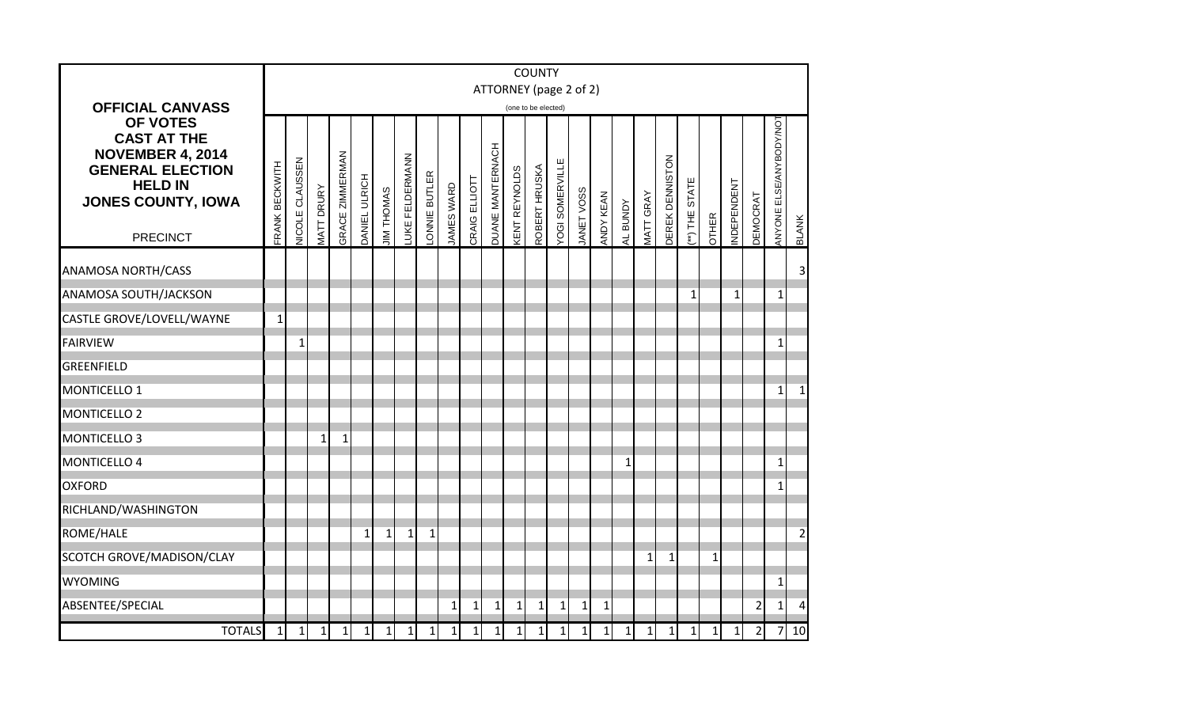# OFFICIAL CANVASS OF VOTES CAST AT THE NOVEMBER 4, 2014 GENERAL ELECTION HELD IN JONES COUNTY, IOWA

| PRECINCT | COUNTY ATTORNEY (page 2 of 2) (one to be elected) | | | | | | | | | | | | | | | | | | | | | | | | |
|---|---|---|---|---|---|---|---|---|---|---|---|---|---|---|---|---|---|---|---|---|---|---|---|---|---|
| | FRANK BECKWITH | NICOLE CLAUSSEN | MATT DRURY | GRACE ZIMMERMAN | DANIEL ULRICH | JIM THOMAS | LUKE FELDERMANN | LONNIE BUTLER | JAMES WARD | CRAIG ELLIOTT | DUANE MANTERNACH | KENT REYNOLDS | ROBERT HRUSKA | YOGI SOMERVILLE | JANET VOSS | ANDY KEAN | AL BUNDY | MATT GRAY | DEREK DENNISTON | (**) THE STATE | OTHER | INDEPENDENT | DEMOCRAT | ANYONE ELSE/ANYBODY/NOT | BLANK |
| ANAMOSA NORTH/CASS | | | | | | | | | | | | | | | | | | | | | | | | | 3 |
| ANAMOSA SOUTH/JACKSON | | | | | | | | | | | | | | | | | | | | 1 | | 1 | | 1 | |
| CASTLE GROVE/LOVELL/WAYNE | 1 | | | | | | | | | | | | | | | | | | | | | | | | |
| FAIRVIEW | | 1 | | | | | | | | | | | | | | | | | | | | | | 1 | |
| GREENFIELD | | | | | | | | | | | | | | | | | | | | | | | | | |
| MONTICELLO 1 | | | | | | | | | | | | | | | | | | | | | | | | 1 | 1 |
| MONTICELLO 2 | | | | | | | | | | | | | | | | | | | | | | | | | |
| MONTICELLO 3 | | | 1 | 1 | | | | | | | | | | | | | | | | | | | | | |
| MONTICELLO 4 | | | | | | | | | | | | | | | | | 1 | | | | | | | 1 | |
| OXFORD | | | | | | | | | | | | | | | | | | | | | | | | 1 | |
| RICHLAND/WASHINGTON | | | | | | | | | | | | | | | | | | | | | | | | | |
| ROME/HALE | | | | | 1 | 1 | 1 | 1 | | | | | | | | | | | | | | | | | 2 |
| SCOTCH GROVE/MADISON/CLAY | | | | | | | | | | | | | | | | | | 1 | 1 | | 1 | | | | |
| WYOMING | | | | | | | | | | | | | | | | | | | | | | | | 1 | |
| ABSENTEE/SPECIAL | | | | | | | | | 1 | 1 | 1 | 1 | 1 | 1 | 1 | 1 | | | | | | | 2 | 1 | 4 |
| TOTALS | 1 | 1 | 1 | 1 | 1 | 1 | 1 | 1 | 1 | 1 | 1 | 1 | 1 | 1 | 1 | 1 | 1 | 1 | 1 | 1 | 1 | 1 | 2 | 7 | 10 |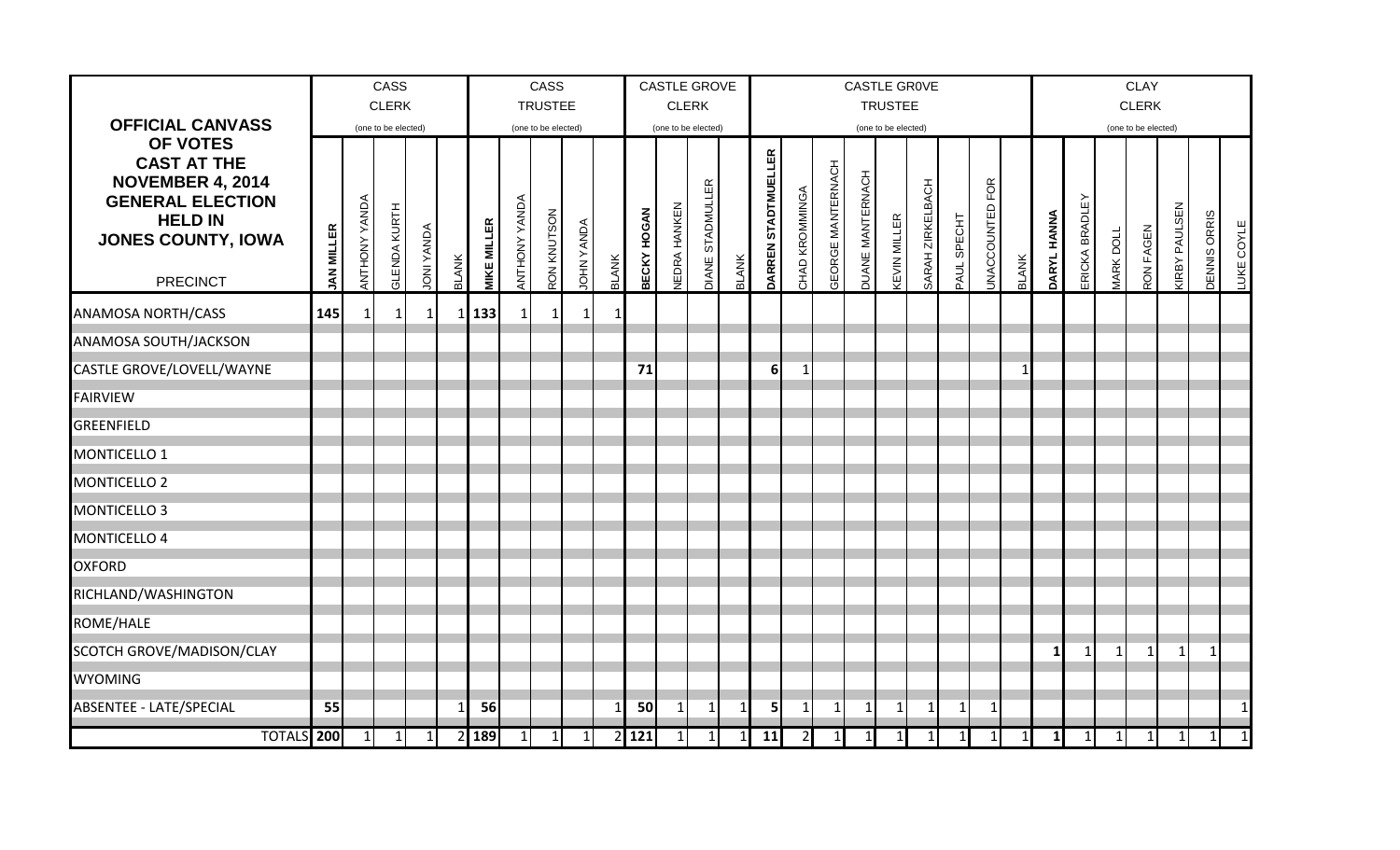| OFFICIAL CANVASS OF VOTES CAST AT THE NOVEMBER 4, 2014 GENERAL ELECTION HELD IN JONES COUNTY, IOWA | CASS CLERK (one to be elected) | | | | | CASS TRUSTEE (one to be elected) | | | | | CASTLE GROVE CLERK (one to be elected) | | | | CASTLE GR0VE TRUSTEE (one to be elected) | | | | | | | | | CLAY CLERK (one to be elected) | | | | | | |
|---|---|---|---|---|---|---|---|---|---|---|---|---|---|---|---|---|---|---|---|---|---|---|---|---|---|---|---|---|---|---|
| PRECINCT | **JAN MILLER** | ANTHONY YANDA | GLENDA KURTH | JONI YANDA | BLANK | **MIKE MILLER** | ANTHONY YANDA | RON KNUTSON | JOHN YANDA | BLANK | **BECKY HOGAN** | NEDRA HANKEN | DIANE STADMULLER | BLANK | **DARREN STADTMUELLER** | CHAD KROMMINGA | GEORGE MANTERNACH | DUANE MANTERNACH | KEVIN MILLER | SARAH ZIRKELBACH | PAUL SPECHT | UNACCOUNTED FOR | BLANK | **DARYL HANNA** | ERICKA BRADLEY | MARK DOLL | RON FAGEN | KIRBY PAULSEN | DENNIS ORRIS | LUKE COYLE |
| ANAMOSA NORTH/CASS | **145** | 1 | 1 | 1 | 1 | **133** | 1 | 1 | 1 | 1 | | | | | | | | | | | | | | | | | | | | |
| ANAMOSA SOUTH/JACKSON | | | | | | | | | | | | | | | | | | | | | | | | | | | | | | |
| CASTLE GROVE/LOVELL/WAYNE | | | | | | | | | | | **71** | | | | **6** | 1 | | | | | | | 1 | | | | | | | |
| FAIRVIEW | | | | | | | | | | | | | | | | | | | | | | | | | | | | | | |
| GREENFIELD | | | | | | | | | | | | | | | | | | | | | | | | | | | | | | |
| MONTICELLO 1 | | | | | | | | | | | | | | | | | | | | | | | | | | | | | | |
| MONTICELLO 2 | | | | | | | | | | | | | | | | | | | | | | | | | | | | | | |
| MONTICELLO 3 | | | | | | | | | | | | | | | | | | | | | | | | | | | | | | |
| MONTICELLO 4 | | | | | | | | | | | | | | | | | | | | | | | | | | | | | | |
| OXFORD | | | | | | | | | | | | | | | | | | | | | | | | | | | | | | |
| RICHLAND/WASHINGTON | | | | | | | | | | | | | | | | | | | | | | | | | | | | | | |
| ROME/HALE | | | | | | | | | | | | | | | | | | | | | | | | | | | | | | |
| SCOTCH GROVE/MADISON/CLAY | | | | | | | | | | | | | | | | | | | | | | | | **1** | 1 | 1 | 1 | 1 | 1 | |
| WYOMING | | | | | | | | | | | | | | | | | | | | | | | | | | | | | | |
| ABSENTEE - LATE/SPECIAL | **55** | | | | 1 | **56** | | | | 1 | **50** | 1 | 1 | 1 | **5** | 1 | 1 | 1 | 1 | 1 | 1 | 1 | | | | | | | | 1 |
| TOTALS | **200** | 1 | 1 | 1 | 2 | **189** | 1 | 1 | 1 | 2 | **121** | 1 | 1 | 1 | **11** | 2 | 1 | 1 | 1 | 1 | 1 | 1 | 1 | **1** | 1 | 1 | 1 | 1 | 1 | 1 |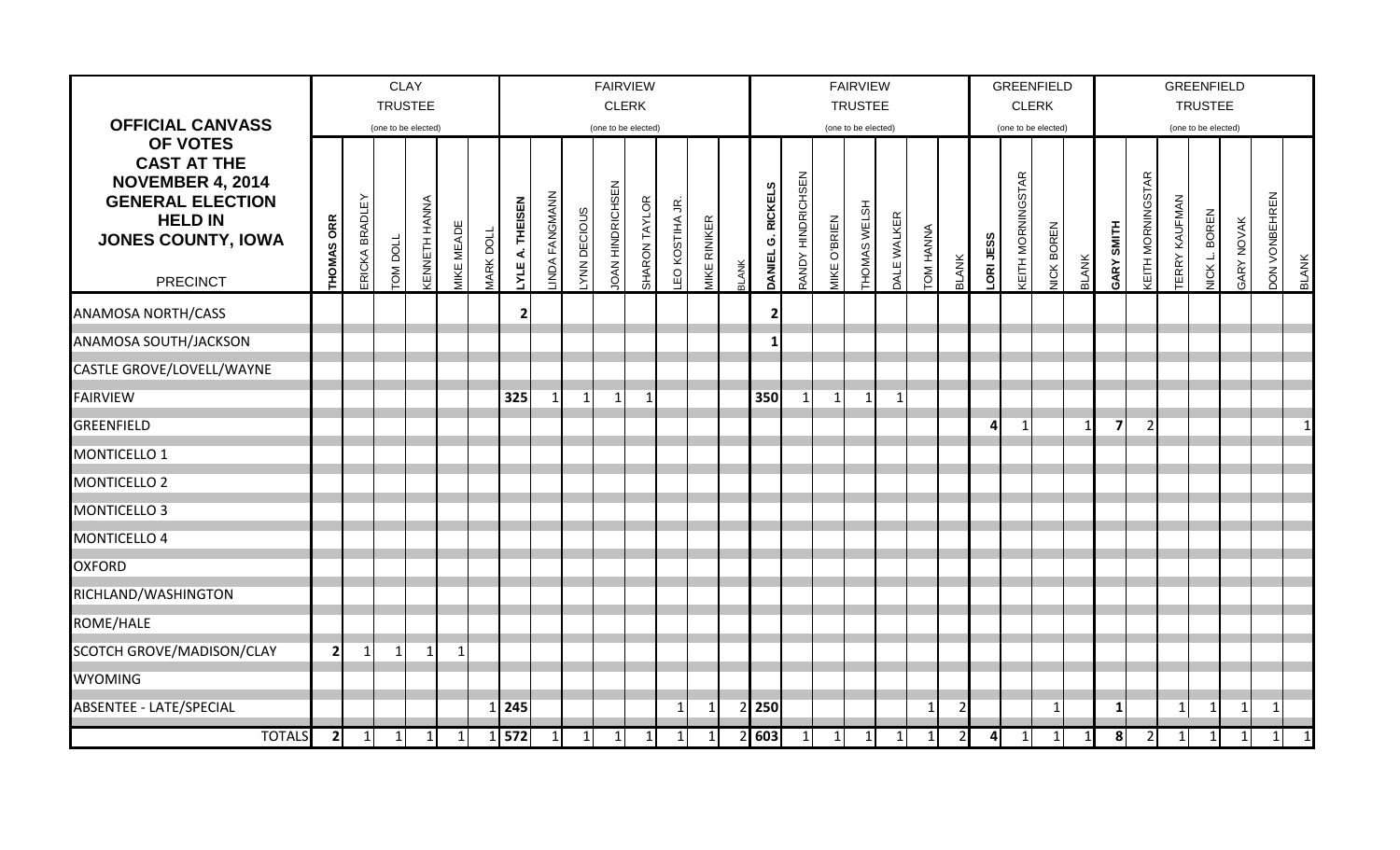| OFFICIAL CANVASS OF VOTES CAST AT THE NOVEMBER 4, 2014 GENERAL ELECTION HELD IN JONES COUNTY, IOWA | CLAY TRUSTEE (one to be elected) | | | | | | FAIRVIEW CLERK (one to be elected) | | | | | | | | FAIRVIEW TRUSTEE (one to be elected) | | | | | | | GREENFIELD CLERK (one to be elected) | | | | GREENFIELD TRUSTEE (one to be elected) | | | | | | |
|---|---|---|---|---|---|---|---|---|---|---|---|---|---|---|---|---|---|---|---|---|---|---|---|---|---|---|---|---|---|---|---|---|
| PRECINCT | **THOMAS ORR** | ERICKA BRADLEY | TOM DOLL | KENNETH HANNA | MIKE MEADE | MARK DOLL | **LYLE A. THEISEN** | LINDA FANGMANN | LYNN DECIOUS | JOAN HINDRICHSEN | SHARON TAYLOR | LEO KOSTIHA JR. | MIKE RINIKER | BLANK | **DANIEL G. RICKELS** | RANDY HINDRICHSEN | MIKE O'BRIEN | THOMAS WELSH | DALE WALKER | TOM HANNA | BLANK | **LORI JESS** | KEITH MORNINGSTAR | NICK BOREN | BLANK | **GARY SMITH** | KEITH MORNINGSTAR | TERRY KAUFMAN | NICK L. BOREN | GARY NOVAK | DON VONBEHREN | BLANK |
| ANAMOSA NORTH/CASS | | | | | | | **2** | | | | | | | | **2** | | | | | | | | | | | | | | | | | |
| ANAMOSA SOUTH/JACKSON | | | | | | | | | | | | | | | **1** | | | | | | | | | | | | | | | | | |
| CASTLE GROVE/LOVELL/WAYNE | | | | | | | | | | | | | | | | | | | | | | | | | | | | | | | | |
| FAIRVIEW | | | | | | | **325** | 1 | 1 | 1 | 1 | | | | **350** | 1 | 1 | 1 | 1 | | | | | | | | | | | | | |
| GREENFIELD | | | | | | | | | | | | | | | | | | | | | | **4** | 1 | | 1 | **7** | 2 | | | | | 1 |
| MONTICELLO 1 | | | | | | | | | | | | | | | | | | | | | | | | | | | | | | | | |
| MONTICELLO 2 | | | | | | | | | | | | | | | | | | | | | | | | | | | | | | | | |
| MONTICELLO 3 | | | | | | | | | | | | | | | | | | | | | | | | | | | | | | | | |
| MONTICELLO 4 | | | | | | | | | | | | | | | | | | | | | | | | | | | | | | | | |
| OXFORD | | | | | | | | | | | | | | | | | | | | | | | | | | | | | | | | |
| RICHLAND/WASHINGTON | | | | | | | | | | | | | | | | | | | | | | | | | | | | | | | | |
| ROME/HALE | | | | | | | | | | | | | | | | | | | | | | | | | | | | | | | | |
| SCOTCH GROVE/MADISON/CLAY | **2** | 1 | 1 | 1 | 1 | | | | | | | | | | | | | | | | | | | | | | | | | | | |
| WYOMING | | | | | | | | | | | | | | | | | | | | | | | | | | | | | | | | |
| ABSENTEE - LATE/SPECIAL | | | | | | 1 | **245** | | | | | 1 | 1 | 2 | **250** | | | | | 1 | 2 | | | 1 | | **1** | | 1 | 1 | 1 | 1 | |
| TOTALS | **2** | 1 | 1 | 1 | 1 | 1 | **572** | 1 | 1 | 1 | 1 | 1 | 1 | 2 | **603** | 1 | 1 | 1 | 1 | 1 | 2 | **4** | 1 | 1 | 1 | **8** | 2 | 1 | 1 | 1 | 1 | 1 |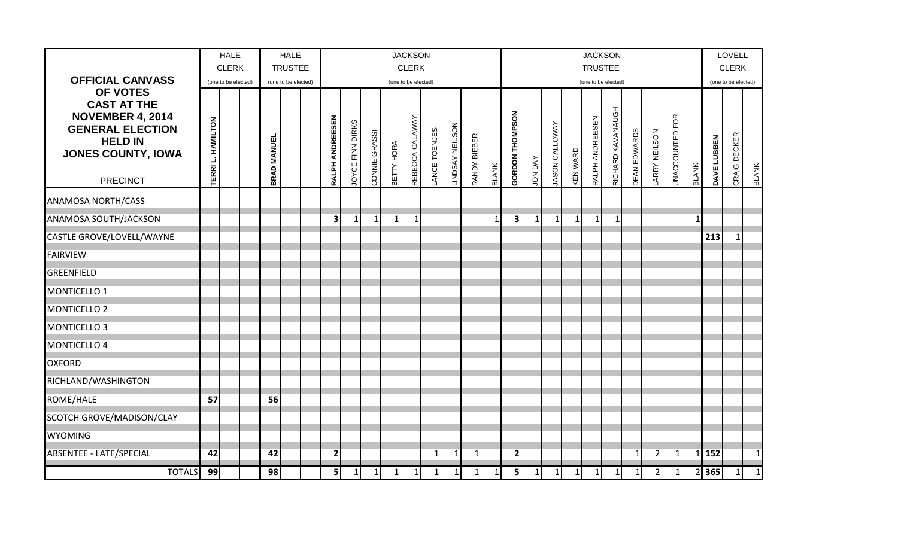| OFFICIAL CANVASS OF VOTES CAST AT THE NOVEMBER 4, 2014 GENERAL ELECTION HELD IN JONES COUNTY, IOWA | HALE CLERK (one to be elected) | | | HALE TRUSTEE (one to be elected) | | | JACKSON CLERK (one to be elected) | | | | | | | | | JACKSON TRUSTEE (one to be elected) | | | | | | | | | | LOVELL CLERK (one to be elected) | | |
|---|---|---|---|---|---|---|---|---|---|---|---|---|---|---|---|---|---|---|---|---|---|---|---|---|---|---|---|---|
| PRECINCT | **TERRI L. HAMILTON** | | | **BRAD MANUEL** | | | **RALPH ANDREESEN** | JOYCE FINN DIRKS | CONNIE GRASSI | BETTY HORA | REBECCA CALAWAY | LANCE TOENJES | LINDSAY NEILSON | RANDY BIEBER | BLANK | **GORDON THOMPSON** | JON DAY | JASON CALLOWAY | KEN WARD | RALPH ANDREESEN | RICHARD KAVANAUGH | DEAN EDWARDS | LARRY NEILSON | UNACCOUNTED FOR | BLANK | **DAVE LUBBEN** | CRAIG DECKER | BLANK |
| ANAMOSA NORTH/CASS | | | | | | | | | | | | | | | | | | | | | | | | | | | | |
| ANAMOSA SOUTH/JACKSON | | | | | | | **3** | 1 | 1 | 1 | 1 | | | | 1 | **3** | 1 | 1 | 1 | 1 | 1 | | | | 1 | | | |
| CASTLE GROVE/LOVELL/WAYNE | | | | | | | | | | | | | | | | | | | | | | | | | | **213** | 1 | |
| FAIRVIEW | | | | | | | | | | | | | | | | | | | | | | | | | | | | |
| GREENFIELD | | | | | | | | | | | | | | | | | | | | | | | | | | | | |
| MONTICELLO 1 | | | | | | | | | | | | | | | | | | | | | | | | | | | | |
| MONTICELLO 2 | | | | | | | | | | | | | | | | | | | | | | | | | | | | |
| MONTICELLO 3 | | | | | | | | | | | | | | | | | | | | | | | | | | | | |
| MONTICELLO 4 | | | | | | | | | | | | | | | | | | | | | | | | | | | | |
| OXFORD | | | | | | | | | | | | | | | | | | | | | | | | | | | | |
| RICHLAND/WASHINGTON | | | | | | | | | | | | | | | | | | | | | | | | | | | | |
| ROME/HALE | **57** | | | **56** | | | | | | | | | | | | | | | | | | | | | | | | |
| SCOTCH GROVE/MADISON/CLAY | | | | | | | | | | | | | | | | | | | | | | | | | | | | |
| WYOMING | | | | | | | | | | | | | | | | | | | | | | | | | | | | |
| ABSENTEE - LATE/SPECIAL | **42** | | | **42** | | | **2** | | | | | 1 | 1 | 1 | | **2** | | | | | | 1 | 2 | 1 | 1 | **152** | | 1 |
| TOTALS | **99** | | | **98** | | | **5** | 1 | 1 | 1 | 1 | 1 | 1 | 1 | 1 | **5** | 1 | 1 | 1 | 1 | 1 | 1 | 2 | 1 | 2 | **365** | 1 | 1 |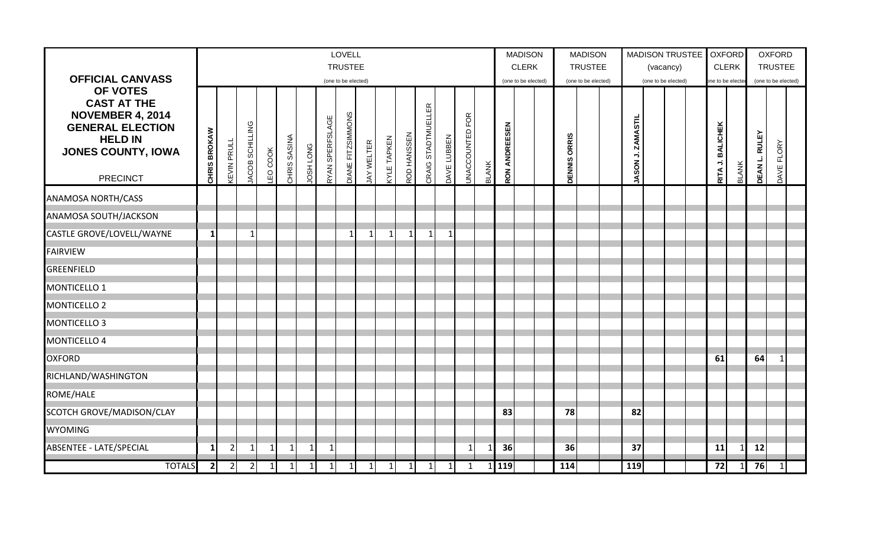| OFFICIAL CANVASS OF VOTES CAST AT THE NOVEMBER 4, 2014 GENERAL ELECTION HELD IN JONES COUNTY, IOWA | LOVELL TRUSTEE (one to be elected) | | | | | | | | | | | | | | | MADISON CLERK (one to be elected) | | | MADISON TRUSTEE (one to be elected) | | | MADISON TRUSTEE (vacancy) (one to be elected) | | | | OXFORD CLERK (one to be elected) | | OXFORD TRUSTEE (one to be elected) | | |
|---|---|---|---|---|---|---|---|---|---|---|---|---|---|---|---|---|---|---|---|---|---|---|---|---|---|---|---|---|---|---|
| PRECINCT | CHRIS BROKAW | KEVIN PRULL | JACOB SCHILLING | LEO COOK | CHRIS SASINA | JOSH LONG | RYAN SPERFSLAGE | DIANE FITZSIMMONS | JAY WELTER | KYLE TAPKEN | ROD HANSSEN | CRAIG STADTMUELLER | DAVE LUBBEN | UNACCOUNTED FOR | BLANK | RON ANDREESEN | | | DENNIS ORRIS | | | JASON J. ZAMASTIL | | | | RITA J. BALICHEK | BLANK | DEAN L. RULEY | DAVE FLORY | |
| ANAMOSA NORTH/CASS | | | | | | | | | | | | | | | | | | | | | | | | | | | | | | |
| ANAMOSA SOUTH/JACKSON | | | | | | | | | | | | | | | | | | | | | | | | | | | | | | |
| CASTLE GROVE/LOVELL/WAYNE | 1 | | 1 | | | | | 1 | 1 | 1 | 1 | 1 | 1 | | | | | | | | | | | | | | | | | |
| FAIRVIEW | | | | | | | | | | | | | | | | | | | | | | | | | | | | | | |
| GREENFIELD | | | | | | | | | | | | | | | | | | | | | | | | | | | | | | |
| MONTICELLO 1 | | | | | | | | | | | | | | | | | | | | | | | | | | | | | | |
| MONTICELLO 2 | | | | | | | | | | | | | | | | | | | | | | | | | | | | | | |
| MONTICELLO 3 | | | | | | | | | | | | | | | | | | | | | | | | | | | | | | |
| MONTICELLO 4 | | | | | | | | | | | | | | | | | | | | | | | | | | | | | | |
| OXFORD | | | | | | | | | | | | | | | | | | | | | | | | | | 61 | | 64 | 1 | |
| RICHLAND/WASHINGTON | | | | | | | | | | | | | | | | | | | | | | | | | | | | | | |
| ROME/HALE | | | | | | | | | | | | | | | | | | | | | | | | | | | | | | |
| SCOTCH GROVE/MADISON/CLAY | | | | | | | | | | | | | | | | 83 | | | 78 | | | 82 | | | | | | | | |
| WYOMING | | | | | | | | | | | | | | | | | | | | | | | | | | | | | | |
| ABSENTEE - LATE/SPECIAL | 1 | 2 | 1 | 1 | 1 | 1 | 1 | | | | | | | 1 | 1 | 36 | | | 36 | | | 37 | | | | 11 | 1 | 12 | | |
| TOTALS | 2 | 2 | 2 | 1 | 1 | 1 | 1 | 1 | 1 | 1 | 1 | 1 | 1 | 1 | 1 | 119 | | | 114 | | | 119 | | | | 72 | 1 | 76 | 1 | |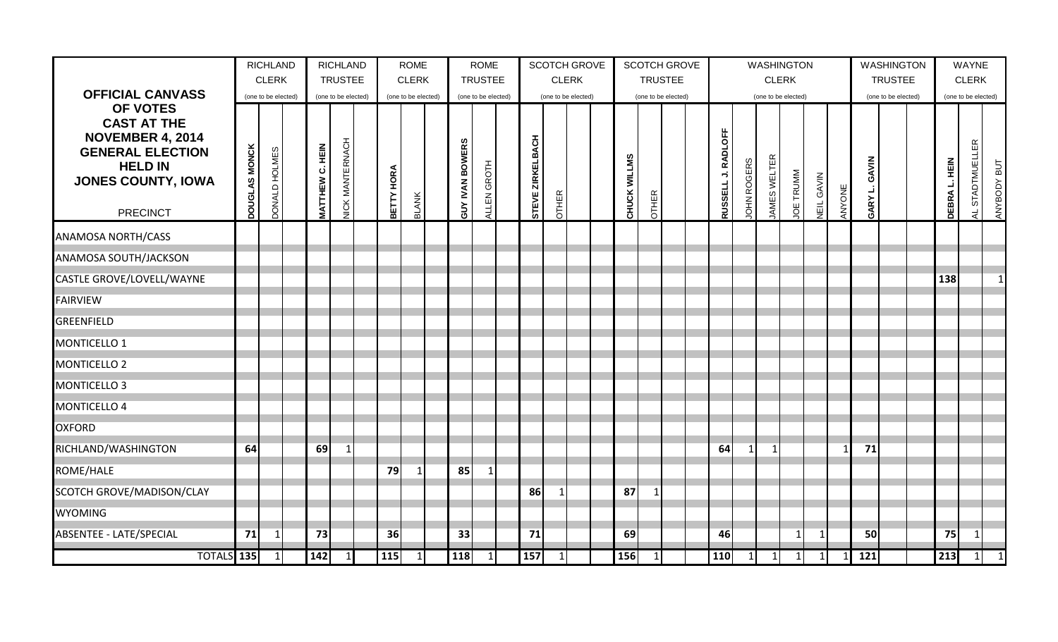| OFFICIAL CANVASS OF VOTES CAST AT THE NOVEMBER 4, 2014 GENERAL ELECTION HELD IN JONES COUNTY, IOWA | RICHLAND CLERK (one to be elected) | | | RICHLAND TRUSTEE (one to be elected) | | | ROME CLERK (one to be elected) | | | ROME TRUSTEE (one to be elected) | | | SCOTCH GROVE CLERK (one to be elected) | | | | SCOTCH GROVE TRUSTEE (one to be elected) | | | | WASHINGTON CLERK (one to be elected) | | | | | | WASHINGTON TRUSTEE (one to be elected) | | | WAYNE CLERK (one to be elected) | | |
|---|---|---|---|---|---|---|---|---|---|---|---|---|---|---|---|---|---|---|---|---|---|---|---|---|---|---|---|---|---|---|---|---|
| PRECINCT | **DOUGLAS MONCK** | DONALD HOLMES | | **MATTHEW C. HEIN** | NICK MANTERNACH | | **BETTY HORA** | BLANK | | **GUY IVAN BOWERS** | ALLEN GROTH | | **STEVE ZIRKELBACH** | OTHER | | | **CHUCK WILLMS** | OTHER | | | **RUSSELL J. RADLOFF** | JOHN ROGERS | JAMES WELTER | JOE TRUMM | NEIL GAVIN | ANYONE | **GARY L. GAVIN** | | | **DEBRA L. HEIN** | AL STADTMUELLER | ANYBODY BUT |
| ANAMOSA NORTH/CASS | | | | | | | | | | | | | | | | | | | | | | | | | | | | | | | | |
| ANAMOSA SOUTH/JACKSON | | | | | | | | | | | | | | | | | | | | | | | | | | | | | | | | |
| CASTLE GROVE/LOVELL/WAYNE | | | | | | | | | | | | | | | | | | | | | | | | | | | | | | 138 | | 1 |
| FAIRVIEW | | | | | | | | | | | | | | | | | | | | | | | | | | | | | | | | |
| GREENFIELD | | | | | | | | | | | | | | | | | | | | | | | | | | | | | | | | |
| MONTICELLO 1 | | | | | | | | | | | | | | | | | | | | | | | | | | | | | | | | |
| MONTICELLO 2 | | | | | | | | | | | | | | | | | | | | | | | | | | | | | | | | |
| MONTICELLO 3 | | | | | | | | | | | | | | | | | | | | | | | | | | | | | | | | |
| MONTICELLO 4 | | | | | | | | | | | | | | | | | | | | | | | | | | | | | | | | |
| OXFORD | | | | | | | | | | | | | | | | | | | | | | | | | | | | | | | | |
| RICHLAND/WASHINGTON | 64 | | | 69 | 1 | | | | | | | | | | | | | | | | 64 | 1 | 1 | | | 1 | 71 | | | | | |
| ROME/HALE | | | | | | | 79 | 1 | | 85 | 1 | | | | | | | | | | | | | | | | | | | | | |
| SCOTCH GROVE/MADISON/CLAY | | | | | | | | | | | | | 86 | 1 | | | 87 | 1 | | | | | | | | | | | | | | |
| WYOMING | | | | | | | | | | | | | | | | | | | | | | | | | | | | | | | | |
| ABSENTEE - LATE/SPECIAL | 71 | 1 | | 73 | | | 36 | | | 33 | | | 71 | | | | 69 | | | | 46 | | | 1 | 1 | | 50 | | | 75 | 1 | |
| TOTALS | 135 | 1 | | 142 | 1 | | 115 | 1 | | 118 | 1 | | 157 | 1 | | | 156 | 1 | | | 110 | 1 | 1 | 1 | 1 | 1 | 121 | | | 213 | 1 | 1 |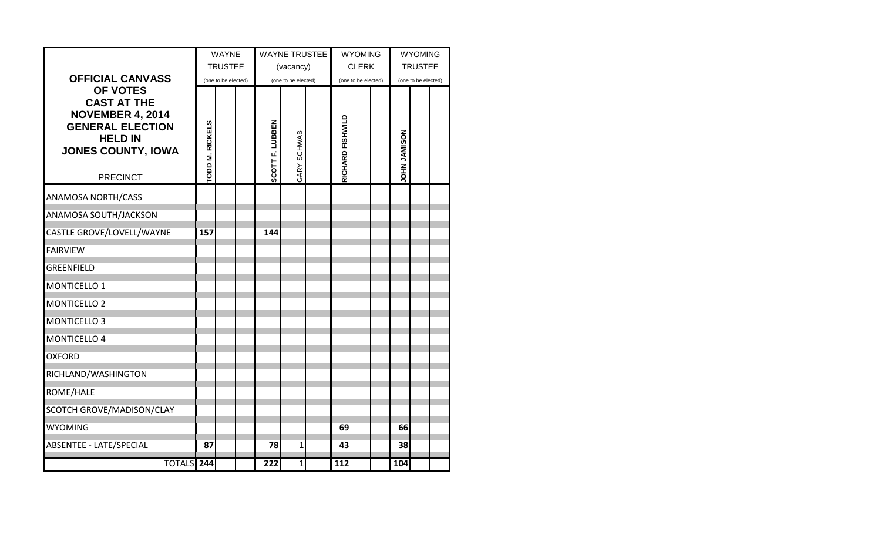| OFFICIAL CANVASS OF VOTES CAST AT THE NOVEMBER 4, 2014 GENERAL ELECTION HELD IN JONES COUNTY, IOWA | WAYNE TRUSTEE (one to be elected) | | | WAYNE TRUSTEE (vacancy) (one to be elected) | | | WYOMING CLERK (one to be elected) | | | WYOMING TRUSTEE (one to be elected) | | |
|---|---|---|---|---|---|---|---|---|---|---|---|---|
| PRECINCT | TODD M. RICKELS | | | SCOTT F. LUBBEN | GARY SCHWAB | | RICHARD FISHWILD | | | JOHN JAMISON | | |
| ANAMOSA NORTH/CASS | | | | | | | | | | | | |
| ANAMOSA SOUTH/JACKSON | | | | | | | | | | | | |
| CASTLE GROVE/LOVELL/WAYNE | 157 | | | 144 | | | | | | | | |
| FAIRVIEW | | | | | | | | | | | | |
| GREENFIELD | | | | | | | | | | | | |
| MONTICELLO 1 | | | | | | | | | | | | |
| MONTICELLO 2 | | | | | | | | | | | | |
| MONTICELLO 3 | | | | | | | | | | | | |
| MONTICELLO 4 | | | | | | | | | | | | |
| OXFORD | | | | | | | | | | | | |
| RICHLAND/WASHINGTON | | | | | | | | | | | | |
| ROME/HALE | | | | | | | | | | | | |
| SCOTCH GROVE/MADISON/CLAY | | | | | | | | | | | | |
| WYOMING | | | | | | | 69 | | | 66 | | |
| ABSENTEE - LATE/SPECIAL | 87 | | | 78 | 1 | | 43 | | | 38 | | |
| TOTALS | 244 | | | 222 | 1 | | 112 | | | 104 | | |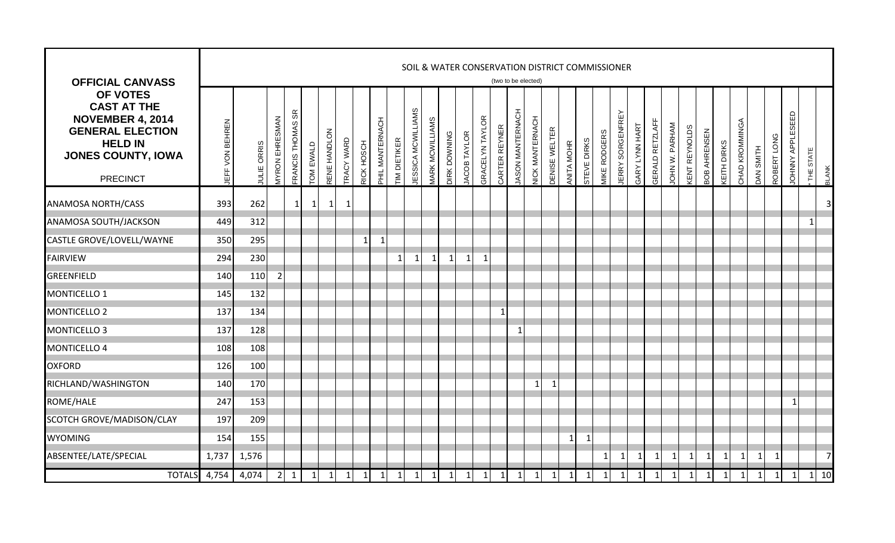**OFFICIAL CANVASS OF VOTES CAST AT THE NOVEMBER 4, 2014 GENERAL ELECTION HELD IN JONES COUNTY, IOWA**

SOIL & WATER CONSERVATION DISTRICT COMMISSIONER (two to be elected)

| PRECINCT | JEFF VON BEHREN | JULIE ORRIS | MYRON EHRESMAN | FRANCIS THOMAS SR | TOM EWALD | RENE HANDLON | TRACY WARD | RICK HOSCH | PHIL MANTERNACH | TIM DIETIKER | JESSICA MCWILLIAMS | MARK MCWILLIAMS | DIRK DOWNING | JACOB TAYLOR | GRACELYN TAYLOR | CARTER REYNER | JASON MANTERNACH | NICK MANTERNACH | DENISE WELTER | ANITA MOHR | STEVE DIRKS | MIKE RODGERS | JERRY SORGENFREY | GARY LYNN HART | GERALD RETZLAFF | JOHN W. PARHAM | KENT REYNOLDS | BOB AHRENSEN | KEITH DIRKS | CHAD KROMMINGA | DAN SMITH | ROBERT LONG | JOHNNY APPLESEED | * THE STATE | BLANK |
|---|---|---|---|---|---|---|---|---|---|---|---|---|---|---|---|---|---|---|---|---|---|---|---|---|---|---|---|---|---|---|---|---|---|---|---|
| ANAMOSA NORTH/CASS | 393 | 262 | | 1 | 1 | 1 | 1 | | | | | | | | | | | | | | | | | | | | | | | | | | | | 3 |
| ANAMOSA SOUTH/JACKSON | 449 | 312 | | | | | | | | | | | | | | | | | | | | | | | | | | | | | | | | 1 | |
| CASTLE GROVE/LOVELL/WAYNE | 350 | 295 | | | | | | 1 | 1 | | | | | | | | | | | | | | | | | | | | | | | | | | |
| FAIRVIEW | 294 | 230 | | | | | | | | 1 | 1 | 1 | 1 | 1 | 1 | | | | | | | | | | | | | | | | | | | | |
| GREENFIELD | 140 | 110 | 2 | | | | | | | | | | | | | | | | | | | | | | | | | | | | | | | | |
| MONTICELLO 1 | 145 | 132 | | | | | | | | | | | | | | | | | | | | | | | | | | | | | | | | | |
| MONTICELLO 2 | 137 | 134 | | | | | | | | | | | | | | 1 | | | | | | | | | | | | | | | | | | | |
| MONTICELLO 3 | 137 | 128 | | | | | | | | | | | | | | | 1 | | | | | | | | | | | | | | | | | | |
| MONTICELLO 4 | 108 | 108 | | | | | | | | | | | | | | | | | | | | | | | | | | | | | | | | | |
| OXFORD | 126 | 100 | | | | | | | | | | | | | | | | | | | | | | | | | | | | | | | | | |
| RICHLAND/WASHINGTON | 140 | 170 | | | | | | | | | | | | | | | | 1 | 1 | | | | | | | | | | | | | | | | |
| ROME/HALE | 247 | 153 | | | | | | | | | | | | | | | | | | | | | | | | | | | | | | | 1 | | |
| SCOTCH GROVE/MADISON/CLAY | 197 | 209 | | | | | | | | | | | | | | | | | | | | | | | | | | | | | | | | | |
| WYOMING | 154 | 155 | | | | | | | | | | | | | | | | | | 1 | 1 | | | | | | | | | | | | | | |
| ABSENTEE/LATE/SPECIAL | 1,737 | 1,576 | | | | | | | | | | | | | | | | | | | | 1 | 1 | 1 | 1 | 1 | 1 | 1 | 1 | 1 | 1 | 1 | | | 7 |
| TOTALS | 4,754 | 4,074 | 2 | 1 | 1 | 1 | 1 | 1 | 1 | 1 | 1 | 1 | 1 | 1 | 1 | 1 | 1 | 1 | 1 | 1 | 1 | 1 | 1 | 1 | 1 | 1 | 1 | 1 | 1 | 1 | 1 | 1 | 1 | 1 | 10 |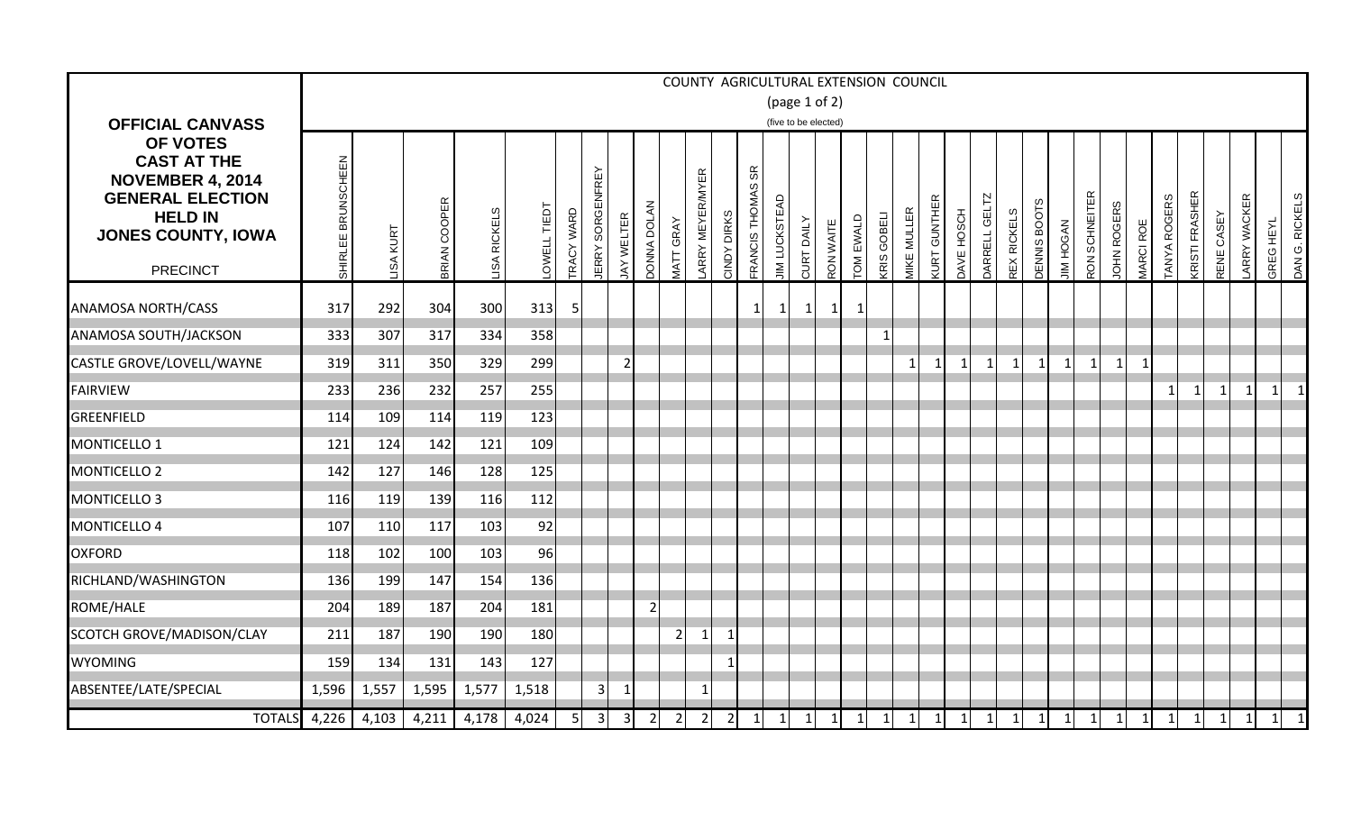**OFFICIAL CANVASS OF VOTES CAST AT THE NOVEMBER 4, 2014 GENERAL ELECTION HELD IN JONES COUNTY, IOWA**

## COUNTY AGRICULTURAL EXTENSION COUNCIL

(page 1 of 2)

(five to be elected)

| PRECINCT | SHIRLEE BRUNSCHEEN | LISA KURT | BRIAN COOPER | LISA RICKELS | LOWELL TIEDT | TRACY WARD | JERRY SORGENFREY | JAY WELTER | DONNA DOLAN | MATT GRAY | LARRY MEYER/MYER | CINDY DIRKS | FRANCIS THOMAS SR | JIM LUCKSTEAD | CURT DAILY | RON WAITE | TOM EWALD | KRIS GOBELI | MIKE MULLER | KURT GUNTHER | DAVE HOSCH | DARRELL GELTZ | REX RICKELS | DENNIS BOOTS | JIM HOGAN | RON SCHNEITER | JOHN ROGERS | MARCI ROE | TANYA ROGERS | KRISTI FRASHER | RENE CASEY | LARRY WACKER | GREG HEYL | DAN G. RICKELS |
|---|---|---|---|---|---|---|---|---|---|---|---|---|---|---|---|---|---|---|---|---|---|---|---|---|---|---|---|---|---|---|---|---|---|---|
| ANAMOSA NORTH/CASS | 317 | 292 | 304 | 300 | 313 | 5 | | | | | | | 1 | 1 | 1 | 1 | 1 | | | | | | | | | | | | | | | | | |
| ANAMOSA SOUTH/JACKSON | 333 | 307 | 317 | 334 | 358 | | | | | | | | | | | | | 1 | | | | | | | | | | | | | | | | |
| CASTLE GROVE/LOVELL/WAYNE | 319 | 311 | 350 | 329 | 299 | | | 2 | | | | | | | | | | | 1 | 1 | 1 | 1 | 1 | 1 | 1 | 1 | 1 | 1 | | | | | | |
| FAIRVIEW | 233 | 236 | 232 | 257 | 255 | | | | | | | | | | | | | | | | | | | | | | | | 1 | 1 | 1 | 1 | 1 | 1 |
| GREENFIELD | 114 | 109 | 114 | 119 | 123 | | | | | | | | | | | | | | | | | | | | | | | | | | | | | |
| MONTICELLO 1 | 121 | 124 | 142 | 121 | 109 | | | | | | | | | | | | | | | | | | | | | | | | | | | | | |
| MONTICELLO 2 | 142 | 127 | 146 | 128 | 125 | | | | | | | | | | | | | | | | | | | | | | | | | | | | | |
| MONTICELLO 3 | 116 | 119 | 139 | 116 | 112 | | | | | | | | | | | | | | | | | | | | | | | | | | | | | |
| MONTICELLO 4 | 107 | 110 | 117 | 103 | 92 | | | | | | | | | | | | | | | | | | | | | | | | | | | | | |
| OXFORD | 118 | 102 | 100 | 103 | 96 | | | | | | | | | | | | | | | | | | | | | | | | | | | | | |
| RICHLAND/WASHINGTON | 136 | 199 | 147 | 154 | 136 | | | | | | | | | | | | | | | | | | | | | | | | | | | | | |
| ROME/HALE | 204 | 189 | 187 | 204 | 181 | | | | 2 | | | | | | | | | | | | | | | | | | | | | | | | | |
| SCOTCH GROVE/MADISON/CLAY | 211 | 187 | 190 | 190 | 180 | | | | | 2 | 1 | 1 | | | | | | | | | | | | | | | | | | | | | | |
| WYOMING | 159 | 134 | 131 | 143 | 127 | | | | | | | 1 | | | | | | | | | | | | | | | | | | | | | | |
| ABSENTEE/LATE/SPECIAL | 1,596 | 1,557 | 1,595 | 1,577 | 1,518 | | 3 | 1 | | | 1 | | | | | | | | | | | | | | | | | | | | | | | |
| TOTALS | 4,226 | 4,103 | 4,211 | 4,178 | 4,024 | 5 | 3 | 3 | 2 | 2 | 2 | 2 | 1 | 1 | 1 | 1 | 1 | 1 | 1 | 1 | 1 | 1 | 1 | 1 | 1 | 1 | 1 | 1 | 1 | 1 | 1 | 1 | 1 | 1 |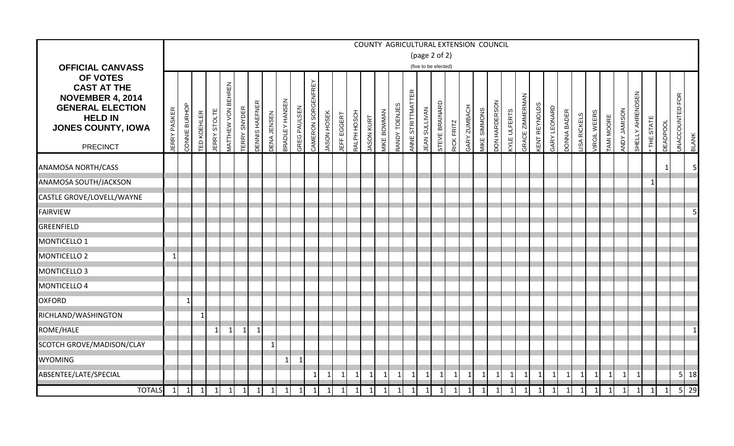**OFFICIAL CANVASS OF VOTES CAST AT THE NOVEMBER 4, 2014 GENERAL ELECTION HELD IN JONES COUNTY, IOWA**

COUNTY AGRICULTURAL EXTENSION COUNCIL
(page 2 of 2)
(five to be elected)

| PRECINCT | JERRY PASKER | CONNIE BURHOP | TED KOEHLER | JERRY STOLTE | MATTHEW VON BEHREN | TERRY SNYDER | DENNIS HAEFNER | DENA JENSEN | BRADLEY HANSEN | GREG PAULSEN | CAMERON SORGENFREY | JASON HOSEK | JEFF EGGERT | RALPH HOSCH | JASON KURT | MIKE BOWMAN | RANDY TOENJES | ANNE STRITTMATTER | JEAN SULLIVAN | STEVE BRAINARD | RICK FRITZ | GARY ZUMBACH | MIKE SIMMONS | DON HARDERSON | KYLE ULFERTS | GRACE ZIMMERMAN | KENT REYNOLDS | GARY LEONARD | DONNA BADER | LISA RICKELS | VIRGIL WEERS | TAMI MOORE | ANDY JAMISON | SHELLY AHRENDSEN | * THE STATE | DEADPOOL | UNACCOUNTED FOR | BLANK |
|---|---|---|---|---|---|---|---|---|---|---|---|---|---|---|---|---|---|---|---|---|---|---|---|---|---|---|---|---|---|---|---|---|---|---|---|---|---|---|
| ANAMOSA NORTH/CASS | | | | | | | | | | | | | | | | | | | | | | | | | | | | | | | | | | | | 1 | | 5 |
| ANAMOSA SOUTH/JACKSON | | | | | | | | | | | | | | | | | | | | | | | | | | | | | | | | | | | 1 | | | |
| CASTLE GROVE/LOVELL/WAYNE | | | | | | | | | | | | | | | | | | | | | | | | | | | | | | | | | | | | | | |
| FAIRVIEW | | | | | | | | | | | | | | | | | | | | | | | | | | | | | | | | | | | | | | 5 |
| GREENFIELD | | | | | | | | | | | | | | | | | | | | | | | | | | | | | | | | | | | | | | |
| MONTICELLO 1 | | | | | | | | | | | | | | | | | | | | | | | | | | | | | | | | | | | | | | |
| MONTICELLO 2 | 1 | | | | | | | | | | | | | | | | | | | | | | | | | | | | | | | | | | | | | |
| MONTICELLO 3 | | | | | | | | | | | | | | | | | | | | | | | | | | | | | | | | | | | | | | |
| MONTICELLO 4 | | | | | | | | | | | | | | | | | | | | | | | | | | | | | | | | | | | | | | |
| OXFORD | | 1 | | | | | | | | | | | | | | | | | | | | | | | | | | | | | | | | | | | | |
| RICHLAND/WASHINGTON | | | 1 | | | | | | | | | | | | | | | | | | | | | | | | | | | | | | | | | | | |
| ROME/HALE | | | | 1 | 1 | 1 | 1 | | | | | | | | | | | | | | | | | | | | | | | | | | | | | | | 1 |
| SCOTCH GROVE/MADISON/CLAY | | | | | | | | 1 | | | | | | | | | | | | | | | | | | | | | | | | | | | | | | |
| WYOMING | | | | | | | | | 1 | 1 | | | | | | | | | | | | | | | | | | | | | | | | | | | | |
| ABSENTEE/LATE/SPECIAL | | | | | | | | | | | 1 | 1 | 1 | 1 | 1 | 1 | 1 | 1 | 1 | 1 | 1 | 1 | 1 | 1 | 1 | 1 | 1 | 1 | 1 | 1 | 1 | 1 | 1 | 1 | | | 5 | 18 |
| TOTALS | 1 | 1 | 1 | 1 | 1 | 1 | 1 | 1 | 1 | 1 | 1 | 1 | 1 | 1 | 1 | 1 | 1 | 1 | 1 | 1 | 1 | 1 | 1 | 1 | 1 | 1 | 1 | 1 | 1 | 1 | 1 | 1 | 1 | 1 | 1 | 1 | 5 | 29 |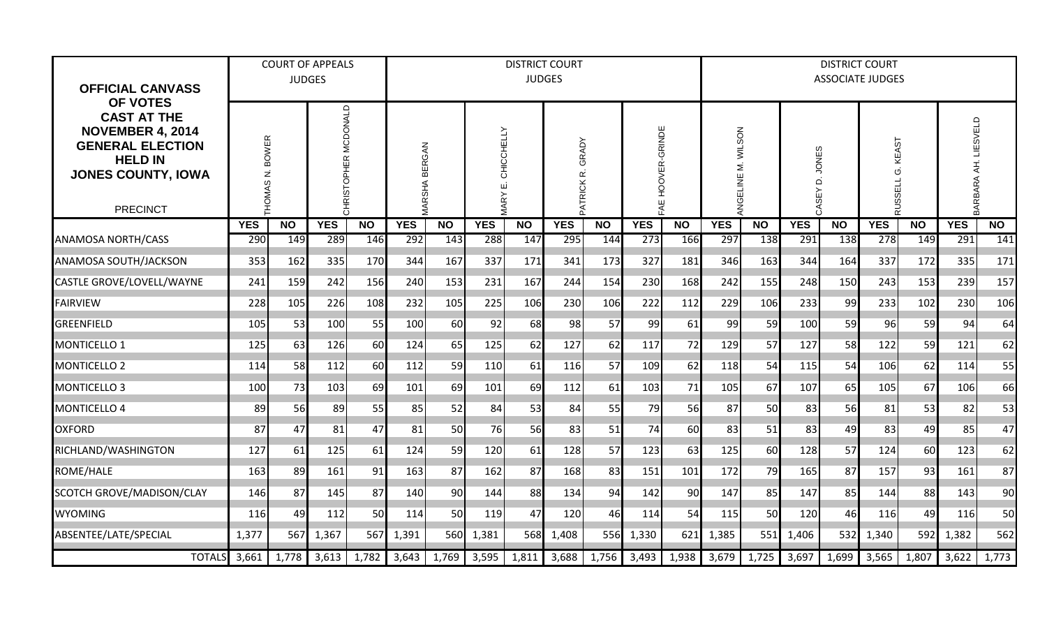| OFFICIAL CANVASS OF VOTES CAST AT THE NOVEMBER 4, 2014 GENERAL ELECTION HELD IN JONES COUNTY, IOWA | COURT OF APPEALS JUDGES | | | | DISTRICT COURT JUDGES | | | | | | | | DISTRICT COURT ASSOCIATE JUDGES | | | | | | | |
|---|---|---|---|---|---|---|---|---|---|---|---|---|---|---|---|---|---|---|---|---|
| | THOMAS N. BOWER | | CHRISTOPHER MCDONALD | | MARSHA BERGAN | | MARY E. CHICCHELLY | | PATRICK R. GRADY | | FAE HOOVER-GRINDE | | ANGELINE M. WILSON | | CASEY D. JONES | | RUSSELL G. KEAST | | BARBARA AH. LIESVELD | |
| PRECINCT | YES | NO | YES | NO | YES | NO | YES | NO | YES | NO | YES | NO | YES | NO | YES | NO | YES | NO | YES | NO |
| ANAMOSA NORTH/CASS | 290 | 149 | 289 | 146 | 292 | 143 | 288 | 147 | 295 | 144 | 273 | 166 | 297 | 138 | 291 | 138 | 278 | 149 | 291 | 141 |
| ANAMOSA SOUTH/JACKSON | 353 | 162 | 335 | 170 | 344 | 167 | 337 | 171 | 341 | 173 | 327 | 181 | 346 | 163 | 344 | 164 | 337 | 172 | 335 | 171 |
| CASTLE GROVE/LOVELL/WAYNE | 241 | 159 | 242 | 156 | 240 | 153 | 231 | 167 | 244 | 154 | 230 | 168 | 242 | 155 | 248 | 150 | 243 | 153 | 239 | 157 |
| FAIRVIEW | 228 | 105 | 226 | 108 | 232 | 105 | 225 | 106 | 230 | 106 | 222 | 112 | 229 | 106 | 233 | 99 | 233 | 102 | 230 | 106 |
| GREENFIELD | 105 | 53 | 100 | 55 | 100 | 60 | 92 | 68 | 98 | 57 | 99 | 61 | 99 | 59 | 100 | 59 | 96 | 59 | 94 | 64 |
| MONTICELLO 1 | 125 | 63 | 126 | 60 | 124 | 65 | 125 | 62 | 127 | 62 | 117 | 72 | 129 | 57 | 127 | 58 | 122 | 59 | 121 | 62 |
| MONTICELLO 2 | 114 | 58 | 112 | 60 | 112 | 59 | 110 | 61 | 116 | 57 | 109 | 62 | 118 | 54 | 115 | 54 | 106 | 62 | 114 | 55 |
| MONTICELLO 3 | 100 | 73 | 103 | 69 | 101 | 69 | 101 | 69 | 112 | 61 | 103 | 71 | 105 | 67 | 107 | 65 | 105 | 67 | 106 | 66 |
| MONTICELLO 4 | 89 | 56 | 89 | 55 | 85 | 52 | 84 | 53 | 84 | 55 | 79 | 56 | 87 | 50 | 83 | 56 | 81 | 53 | 82 | 53 |
| OXFORD | 87 | 47 | 81 | 47 | 81 | 50 | 76 | 56 | 83 | 51 | 74 | 60 | 83 | 51 | 83 | 49 | 83 | 49 | 85 | 47 |
| RICHLAND/WASHINGTON | 127 | 61 | 125 | 61 | 124 | 59 | 120 | 61 | 128 | 57 | 123 | 63 | 125 | 60 | 128 | 57 | 124 | 60 | 123 | 62 |
| ROME/HALE | 163 | 89 | 161 | 91 | 163 | 87 | 162 | 87 | 168 | 83 | 151 | 101 | 172 | 79 | 165 | 87 | 157 | 93 | 161 | 87 |
| SCOTCH GROVE/MADISON/CLAY | 146 | 87 | 145 | 87 | 140 | 90 | 144 | 88 | 134 | 94 | 142 | 90 | 147 | 85 | 147 | 85 | 144 | 88 | 143 | 90 |
| WYOMING | 116 | 49 | 112 | 50 | 114 | 50 | 119 | 47 | 120 | 46 | 114 | 54 | 115 | 50 | 120 | 46 | 116 | 49 | 116 | 50 |
| ABSENTEE/LATE/SPECIAL | 1,377 | 567 | 1,367 | 567 | 1,391 | 560 | 1,381 | 568 | 1,408 | 556 | 1,330 | 621 | 1,385 | 551 | 1,406 | 532 | 1,340 | 592 | 1,382 | 562 |
| TOTALS | 3,661 | 1,778 | 3,613 | 1,782 | 3,643 | 1,769 | 3,595 | 1,811 | 3,688 | 1,756 | 3,493 | 1,938 | 3,679 | 1,725 | 3,697 | 1,699 | 3,565 | 1,807 | 3,622 | 1,773 |